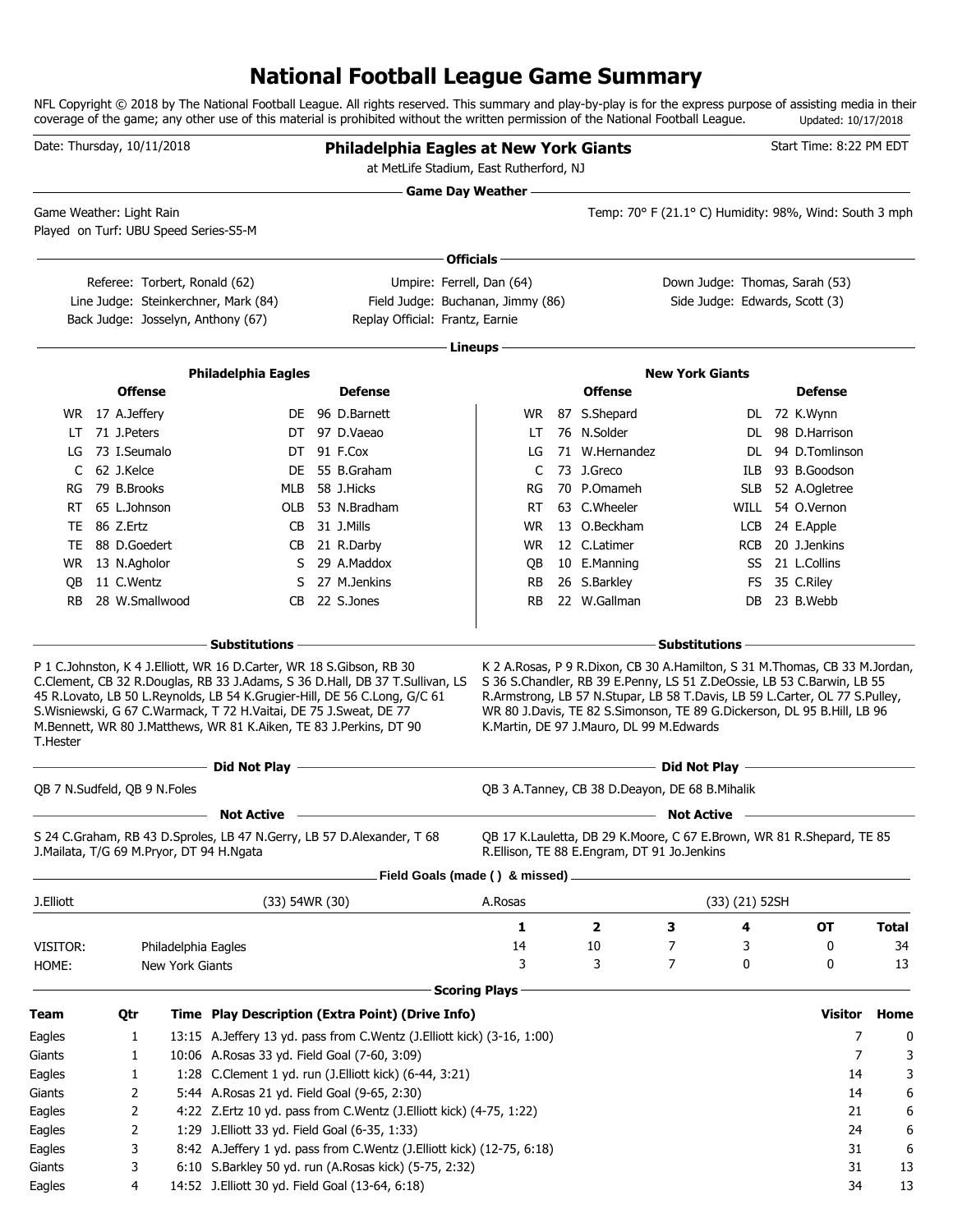# National Football League Game Summary

NFL Copyright © 2018 by The National Football League. All rights reserved. This summary and play-by-play is for the express purpose of assisting media in their coverage of the game; any other use of this material is prohibited without the written permission of the National Football League. Updated: 10/17/2018

Date: Thursday, 10/11/2018

**Philadelphia Eagles at New York Giants**

at MetLife Stadium, East Rutherford, NJ

Start Time: 8:22 PM EDT

## Game Day Weather

Game Weather: Light Rain

Played on Turf: UBU Speed Series-S5-M

Temp: 70° F (21.1° C) Humidity: 98%, Wind: South 3 mph

## Officials

Referee: Torbert, Ronald (62)
Umpire: Ferrell, Dan (64)
Down Judge: Thomas, Sarah (53)
Line Judge: Steinkerchner, Mark (84)
Field Judge: Buchanan, Jimmy (86)
Side Judge: Edwards, Scott (3)
Back Judge: Josselyn, Anthony (67)
Replay Official: Frantz, Earnie

## Lineups

| Philadelphia Eagles | | | | New York Giants | | | |
|---|---|---|---|---|---|---|---|
| **Offense** | | **Defense** | | **Offense** | | **Defense** | |
| WR | 17 A.Jeffery | DE | 96 D.Barnett | WR | 87 S.Shepard | DL | 72 K.Wynn |
| LT | 71 J.Peters | DT | 97 D.Vaeao | LT | 76 N.Solder | DL | 98 D.Harrison |
| LG | 73 I.Seumalo | DT | 91 F.Cox | LG | 71 W.Hernandez | DL | 94 D.Tomlinson |
| C | 62 J.Kelce | DE | 55 B.Graham | C | 73 J.Greco | ILB | 93 B.Goodson |
| RG | 79 B.Brooks | MLB | 58 J.Hicks | RG | 70 P.Omameh | SLB | 52 A.Ogletree |
| RT | 65 L.Johnson | OLB | 53 N.Bradham | RT | 63 C.Wheeler | WILL | 54 O.Vernon |
| TE | 86 Z.Ertz | CB | 31 J.Mills | WR | 13 O.Beckham | LCB | 24 E.Apple |
| TE | 88 D.Goedert | CB | 21 R.Darby | WR | 12 C.Latimer | RCB | 20 J.Jenkins |
| WR | 13 N.Agholor | S | 29 A.Maddox | QB | 10 E.Manning | SS | 21 L.Collins |
| QB | 11 C.Wentz | S | 27 M.Jenkins | RB | 26 S.Barkley | FS | 35 C.Riley |
| RB | 28 W.Smallwood | CB | 22 S.Jones | RB | 22 W.Gallman | DB | 23 B.Webb |

## Substitutions

**Philadelphia Eagles:** P 1 C.Johnston, K 4 J.Elliott, WR 16 D.Carter, WR 18 S.Gibson, RB 30 C.Clement, CB 32 R.Douglas, RB 33 J.Adams, S 36 D.Hall, DB 37 T.Sullivan, LS 45 R.Lovato, LB 50 L.Reynolds, LB 54 K.Grugier-Hill, DE 56 C.Long, G/C 61 S.Wisniewski, G 67 C.Warmack, T 72 H.Vaitai, DE 75 J.Sweat, DE 77 M.Bennett, WR 80 J.Matthews, WR 81 K.Aiken, TE 83 J.Perkins, DT 90 T.Hester

**New York Giants:** K 2 A.Rosas, P 9 R.Dixon, CB 30 A.Hamilton, S 31 M.Thomas, CB 33 M.Jordan, S 36 S.Chandler, RB 39 E.Penny, LS 51 Z.DeOssie, LB 53 C.Barwin, LB 55 R.Armstrong, LB 57 N.Stupar, LB 58 T.Davis, LB 59 L.Carter, OL 77 S.Pulley, WR 80 J.Davis, TE 82 S.Simonson, TE 89 G.Dickerson, DL 95 B.Hill, LB 96 K.Martin, DE 97 J.Mauro, DL 99 M.Edwards

## Did Not Play

**Philadelphia Eagles:** QB 7 N.Sudfeld, QB 9 N.Foles

**New York Giants:** QB 3 A.Tanney, CB 38 D.Deayon, DE 68 B.Mihalik

## Not Active

**Philadelphia Eagles:** S 24 C.Graham, RB 43 D.Sproles, LB 47 N.Gerry, LB 57 D.Alexander, T 68 J.Mailata, T/G 69 M.Pryor, DT 94 H.Ngata

**New York Giants:** QB 17 K.Lauletta, DB 29 K.Moore, C 67 E.Brown, WR 81 R.Shepard, TE 85 R.Ellison, TE 88 E.Engram, DT 91 Jo.Jenkins

## Field Goals (made ( ) & missed)

| J.Elliott | (33) 54WR (30) | A.Rosas | (33) (21) 52SH |
|---|---|---|---|

| | | 1 | 2 | 3 | 4 | OT | Total |
|---|---|---|---|---|---|---|---|
| VISITOR: | Philadelphia Eagles | 14 | 10 | 7 | 3 | 0 | 34 |
| HOME: | New York Giants | 3 | 3 | 7 | 0 | 0 | 13 |

## Scoring Plays

| Team | Qtr | Time | Play Description (Extra Point) (Drive Info) | Visitor | Home |
|---|---|---|---|---|---|
| Eagles | 1 | 13:15 | A.Jeffery 13 yd. pass from C.Wentz (J.Elliott kick) (3-16, 1:00) | 7 | 0 |
| Giants | 1 | 10:06 | A.Rosas 33 yd. Field Goal (7-60, 3:09) | 7 | 3 |
| Eagles | 1 | 1:28 | C.Clement 1 yd. run (J.Elliott kick) (6-44, 3:21) | 14 | 3 |
| Giants | 2 | 5:44 | A.Rosas 21 yd. Field Goal (9-65, 2:30) | 14 | 6 |
| Eagles | 2 | 4:22 | Z.Ertz 10 yd. pass from C.Wentz (J.Elliott kick) (4-75, 1:22) | 21 | 6 |
| Eagles | 2 | 1:29 | J.Elliott 33 yd. Field Goal (6-35, 1:33) | 24 | 6 |
| Eagles | 3 | 8:42 | A.Jeffery 1 yd. pass from C.Wentz (J.Elliott kick) (12-75, 6:18) | 31 | 6 |
| Giants | 3 | 6:10 | S.Barkley 50 yd. run (A.Rosas kick) (5-75, 2:32) | 31 | 13 |
| Eagles | 4 | 14:52 | J.Elliott 30 yd. Field Goal (13-64, 6:18) | 34 | 13 |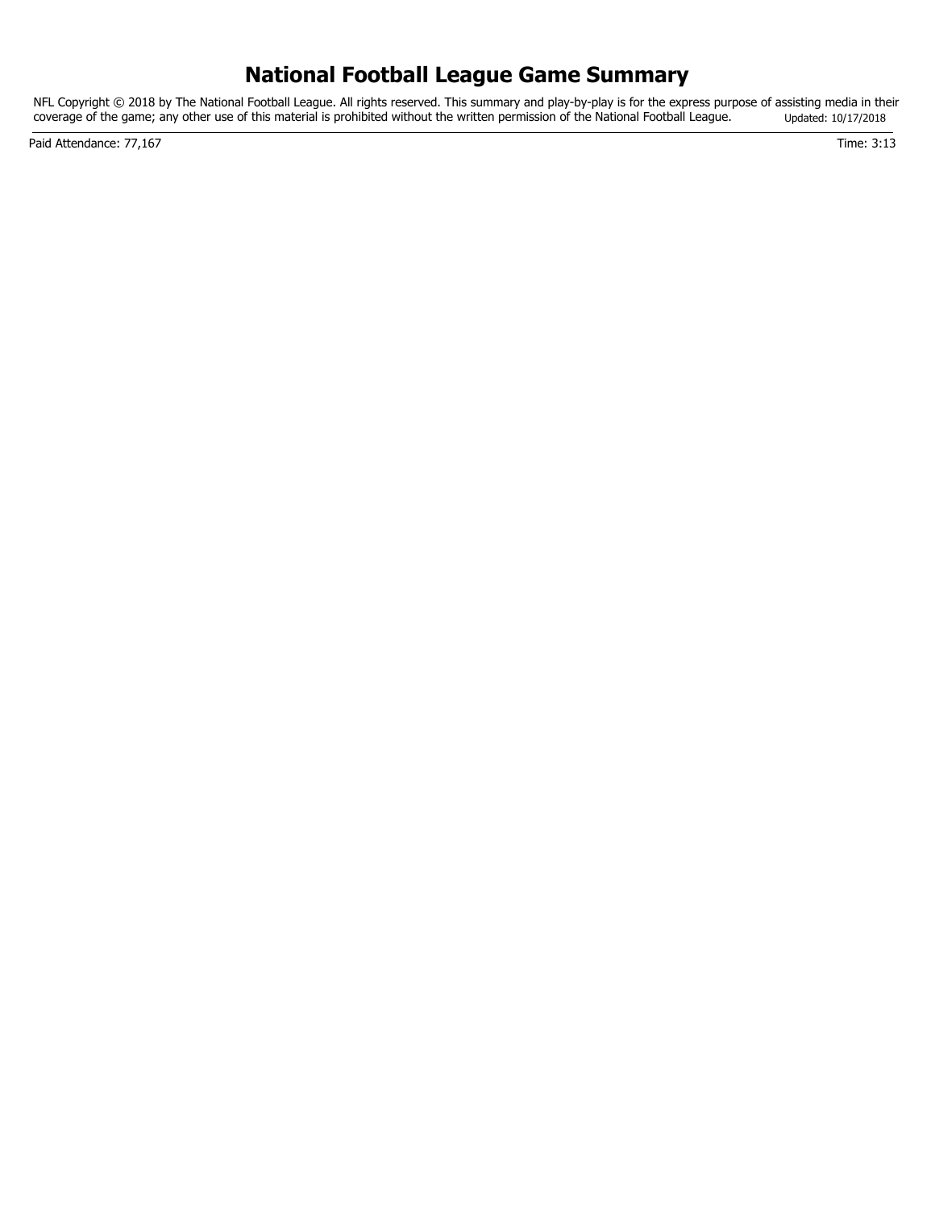# National Football League Game Summary

NFL Copyright © 2018 by The National Football League. All rights reserved. This summary and play-by-play is for the express purpose of assisting media in their coverage of the game; any other use of this material is prohibited without the written permission of the National Football League. Updated: 10/17/2018

Paid Attendance: 77,167

Time: 3:13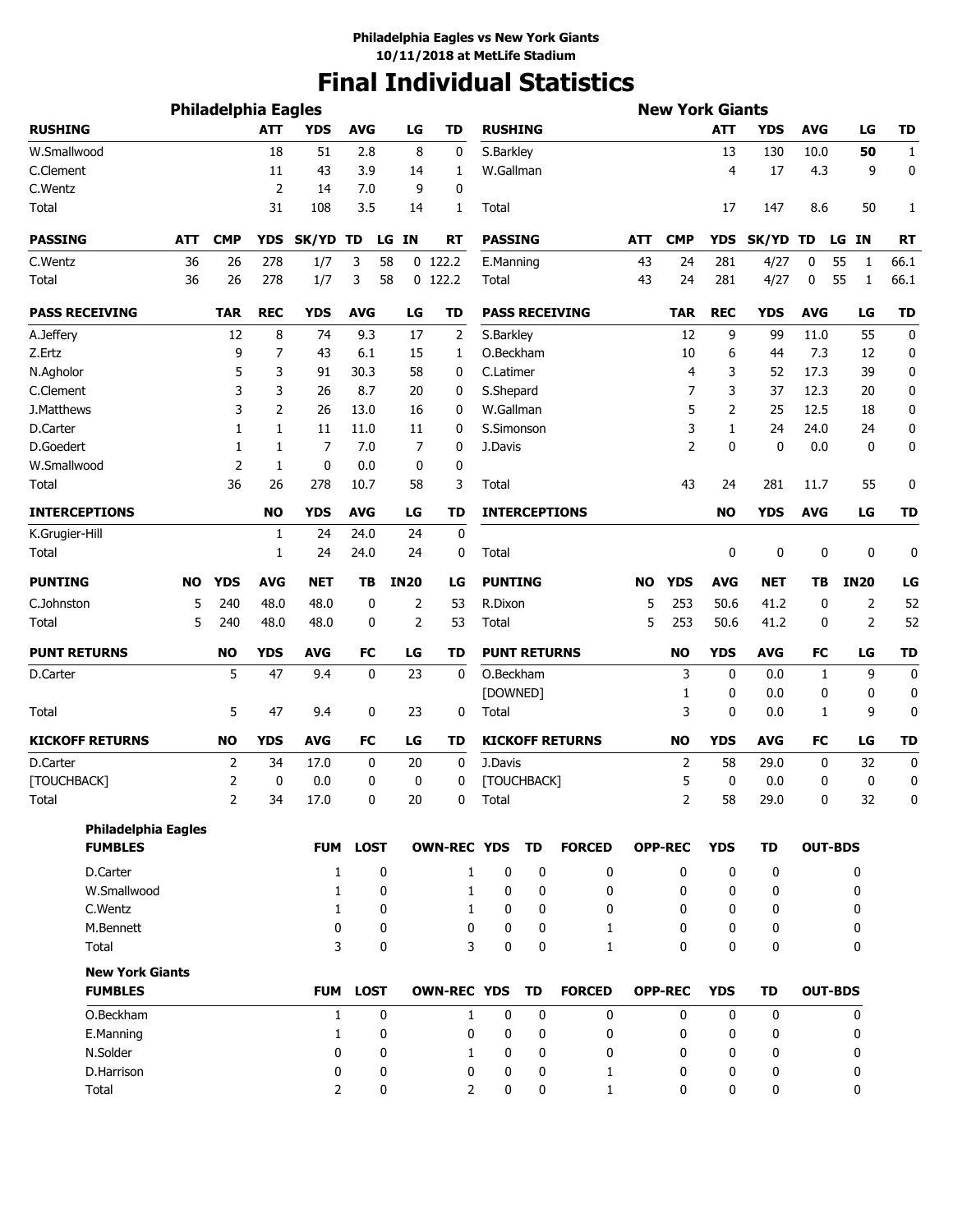**Philadelphia Eagles vs New York Giants**
**10/11/2018 at MetLife Stadium**

# Final Individual Statistics

## Philadelphia Eagles

| RUSHING | ATT | YDS | AVG | LG | TD |
|---|---|---|---|---|---|
| W.Smallwood | 18 | 51 | 2.8 | 8 | 0 |
| C.Clement | 11 | 43 | 3.9 | 14 | 1 |
| C.Wentz | 2 | 14 | 7.0 | 9 | 0 |
| Total | 31 | 108 | 3.5 | 14 | 1 |

| PASSING | ATT | CMP | YDS | SK/YD | TD | LG | IN | RT |
|---|---|---|---|---|---|---|---|---|
| C.Wentz | 36 | 26 | 278 | 1/7 | 3 | 58 | 0 | 122.2 |
| Total | 36 | 26 | 278 | 1/7 | 3 | 58 | 0 | 122.2 |

| PASS RECEIVING | TAR | REC | YDS | AVG | LG | TD |
|---|---|---|---|---|---|---|
| A.Jeffery | 12 | 8 | 74 | 9.3 | 17 | 2 |
| Z.Ertz | 9 | 7 | 43 | 6.1 | 15 | 1 |
| N.Agholor | 5 | 3 | 91 | 30.3 | 58 | 0 |
| C.Clement | 3 | 3 | 26 | 8.7 | 20 | 0 |
| J.Matthews | 3 | 2 | 26 | 13.0 | 16 | 0 |
| D.Carter | 1 | 1 | 11 | 11.0 | 11 | 0 |
| D.Goedert | 1 | 1 | 7 | 7.0 | 7 | 0 |
| W.Smallwood | 2 | 1 | 0 | 0.0 | 0 | 0 |
| Total | 36 | 26 | 278 | 10.7 | 58 | 3 |

| INTERCEPTIONS | NO | YDS | AVG | LG | TD |
|---|---|---|---|---|---|
| K.Grugier-Hill | 1 | 24 | 24.0 | 24 | 0 |
| Total | 1 | 24 | 24.0 | 24 | 0 |

| PUNTING | NO | YDS | AVG | NET | TB | IN20 | LG |
|---|---|---|---|---|---|---|---|
| C.Johnston | 5 | 240 | 48.0 | 48.0 | 0 | 2 | 53 |
| Total | 5 | 240 | 48.0 | 48.0 | 0 | 2 | 53 |

| PUNT RETURNS | NO | YDS | AVG | FC | LG | TD |
|---|---|---|---|---|---|---|
| D.Carter | 5 | 47 | 9.4 | 0 | 23 | 0 |
| Total | 5 | 47 | 9.4 | 0 | 23 | 0 |

| KICKOFF RETURNS | NO | YDS | AVG | FC | LG | TD |
|---|---|---|---|---|---|---|
| D.Carter | 2 | 34 | 17.0 | 0 | 20 | 0 |
| [TOUCHBACK] | 2 | 0 | 0.0 | 0 | 0 | 0 |
| Total | 2 | 34 | 17.0 | 0 | 20 | 0 |

## New York Giants

| RUSHING | ATT | YDS | AVG | LG | TD |
|---|---|---|---|---|---|
| S.Barkley | 13 | 130 | 10.0 | **50** | 1 |
| W.Gallman | 4 | 17 | 4.3 | 9 | 0 |
| Total | 17 | 147 | 8.6 | 50 | 1 |

| PASSING | ATT | CMP | YDS | SK/YD | TD | LG | IN | RT |
|---|---|---|---|---|---|---|---|---|
| E.Manning | 43 | 24 | 281 | 4/27 | 0 | 55 | 1 | 66.1 |
| Total | 43 | 24 | 281 | 4/27 | 0 | 55 | 1 | 66.1 |

| PASS RECEIVING | TAR | REC | YDS | AVG | LG | TD |
|---|---|---|---|---|---|---|
| S.Barkley | 12 | 9 | 99 | 11.0 | 55 | 0 |
| O.Beckham | 10 | 6 | 44 | 7.3 | 12 | 0 |
| C.Latimer | 4 | 3 | 52 | 17.3 | 39 | 0 |
| S.Shepard | 7 | 3 | 37 | 12.3 | 20 | 0 |
| W.Gallman | 5 | 2 | 25 | 12.5 | 18 | 0 |
| S.Simonson | 3 | 1 | 24 | 24.0 | 24 | 0 |
| J.Davis | 2 | 0 | 0 | 0.0 | 0 | 0 |
| Total | 43 | 24 | 281 | 11.7 | 55 | 0 |

| INTERCEPTIONS | NO | YDS | AVG | LG | TD |
|---|---|---|---|---|---|
| Total | 0 | 0 | 0 | 0 | 0 |

| PUNTING | NO | YDS | AVG | NET | TB | IN20 | LG |
|---|---|---|---|---|---|---|---|
| R.Dixon | 5 | 253 | 50.6 | 41.2 | 0 | 2 | 52 |
| Total | 5 | 253 | 50.6 | 41.2 | 0 | 2 | 52 |

| PUNT RETURNS | NO | YDS | AVG | FC | LG | TD |
|---|---|---|---|---|---|---|
| O.Beckham | 3 | 0 | 0.0 | 1 | 9 | 0 |
| [DOWNED] | 1 | 0 | 0.0 | 0 | 0 | 0 |
| Total | 3 | 0 | 0.0 | 1 | 9 | 0 |

| KICKOFF RETURNS | NO | YDS | AVG | FC | LG | TD |
|---|---|---|---|---|---|---|
| J.Davis | 2 | 58 | 29.0 | 0 | 32 | 0 |
| [TOUCHBACK] | 5 | 0 | 0.0 | 0 | 0 | 0 |
| Total | 2 | 58 | 29.0 | 0 | 32 | 0 |

## Philadelphia Eagles

| FUMBLES | FUM | LOST | OWN-REC | YDS | TD | FORCED | OPP-REC | YDS | TD | OUT-BDS |
|---|---|---|---|---|---|---|---|---|---|---|
| D.Carter | 1 | 0 | 1 | 0 | 0 | 0 | 0 | 0 | 0 | 0 |
| W.Smallwood | 1 | 0 | 1 | 0 | 0 | 0 | 0 | 0 | 0 | 0 |
| C.Wentz | 1 | 0 | 1 | 0 | 0 | 0 | 0 | 0 | 0 | 0 |
| M.Bennett | 0 | 0 | 0 | 0 | 0 | 1 | 0 | 0 | 0 | 0 |
| Total | 3 | 0 | 3 | 0 | 0 | 1 | 0 | 0 | 0 | 0 |

## New York Giants

| FUMBLES | FUM | LOST | OWN-REC | YDS | TD | FORCED | OPP-REC | YDS | TD | OUT-BDS |
|---|---|---|---|---|---|---|---|---|---|---|
| O.Beckham | 1 | 0 | 1 | 0 | 0 | 0 | 0 | 0 | 0 | 0 |
| E.Manning | 1 | 0 | 0 | 0 | 0 | 0 | 0 | 0 | 0 | 0 |
| N.Solder | 0 | 0 | 1 | 0 | 0 | 0 | 0 | 0 | 0 | 0 |
| D.Harrison | 0 | 0 | 0 | 0 | 0 | 1 | 0 | 0 | 0 | 0 |
| Total | 2 | 0 | 2 | 0 | 0 | 1 | 0 | 0 | 0 | 0 |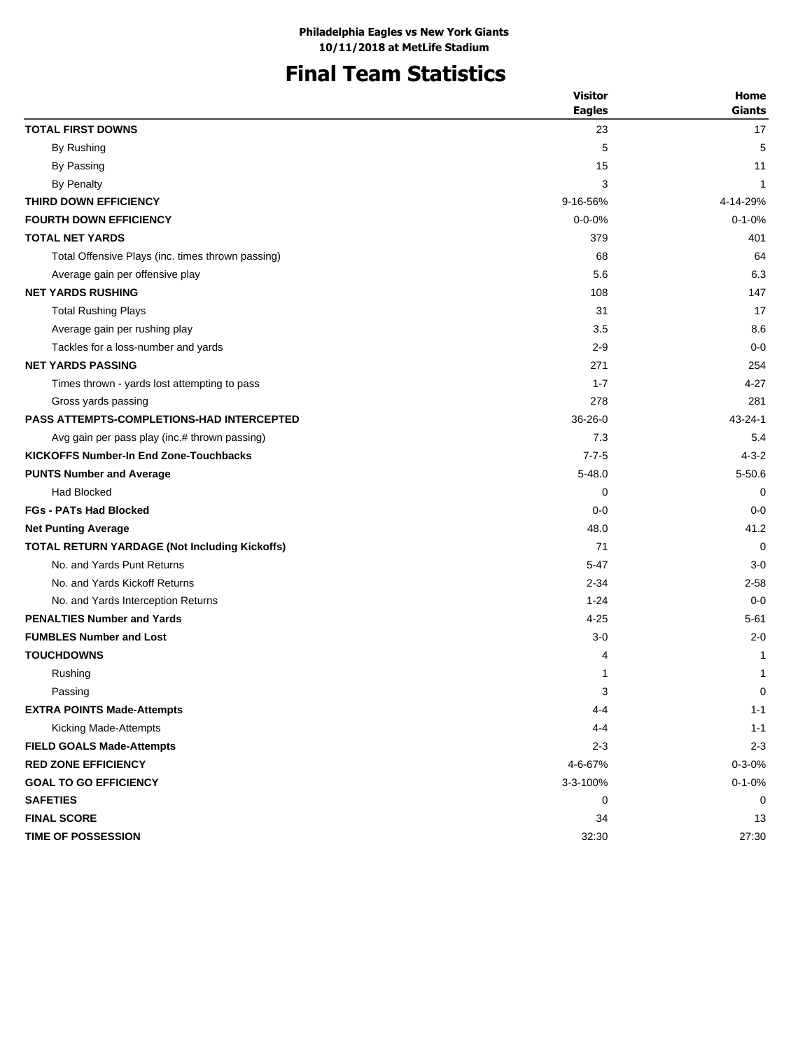**Philadelphia Eagles vs New York Giants**
**10/11/2018 at MetLife Stadium**

# Final Team Statistics

| | Visitor Eagles | Home Giants |
|---|---|---|
| **TOTAL FIRST DOWNS** | 23 | 17 |
| By Rushing | 5 | 5 |
| By Passing | 15 | 11 |
| By Penalty | 3 | 1 |
| **THIRD DOWN EFFICIENCY** | 9-16-56% | 4-14-29% |
| **FOURTH DOWN EFFICIENCY** | 0-0-0% | 0-1-0% |
| **TOTAL NET YARDS** | 379 | 401 |
| Total Offensive Plays (inc. times thrown passing) | 68 | 64 |
| Average gain per offensive play | 5.6 | 6.3 |
| **NET YARDS RUSHING** | 108 | 147 |
| Total Rushing Plays | 31 | 17 |
| Average gain per rushing play | 3.5 | 8.6 |
| Tackles for a loss-number and yards | 2-9 | 0-0 |
| **NET YARDS PASSING** | 271 | 254 |
| Times thrown - yards lost attempting to pass | 1-7 | 4-27 |
| Gross yards passing | 278 | 281 |
| **PASS ATTEMPTS-COMPLETIONS-HAD INTERCEPTED** | 36-26-0 | 43-24-1 |
| Avg gain per pass play (inc.# thrown passing) | 7.3 | 5.4 |
| **KICKOFFS Number-In End Zone-Touchbacks** | 7-7-5 | 4-3-2 |
| **PUNTS Number and Average** | 5-48.0 | 5-50.6 |
| Had Blocked | 0 | 0 |
| **FGs - PATs Had Blocked** | 0-0 | 0-0 |
| **Net Punting Average** | 48.0 | 41.2 |
| **TOTAL RETURN YARDAGE (Not Including Kickoffs)** | 71 | 0 |
| No. and Yards Punt Returns | 5-47 | 3-0 |
| No. and Yards Kickoff Returns | 2-34 | 2-58 |
| No. and Yards Interception Returns | 1-24 | 0-0 |
| **PENALTIES Number and Yards** | 4-25 | 5-61 |
| **FUMBLES Number and Lost** | 3-0 | 2-0 |
| **TOUCHDOWNS** | 4 | 1 |
| Rushing | 1 | 1 |
| Passing | 3 | 0 |
| **EXTRA POINTS Made-Attempts** | 4-4 | 1-1 |
| Kicking Made-Attempts | 4-4 | 1-1 |
| **FIELD GOALS Made-Attempts** | 2-3 | 2-3 |
| **RED ZONE EFFICIENCY** | 4-6-67% | 0-3-0% |
| **GOAL TO GO EFFICIENCY** | 3-3-100% | 0-1-0% |
| **SAFETIES** | 0 | 0 |
| **FINAL SCORE** | 34 | 13 |
| **TIME OF POSSESSION** | 32:30 | 27:30 |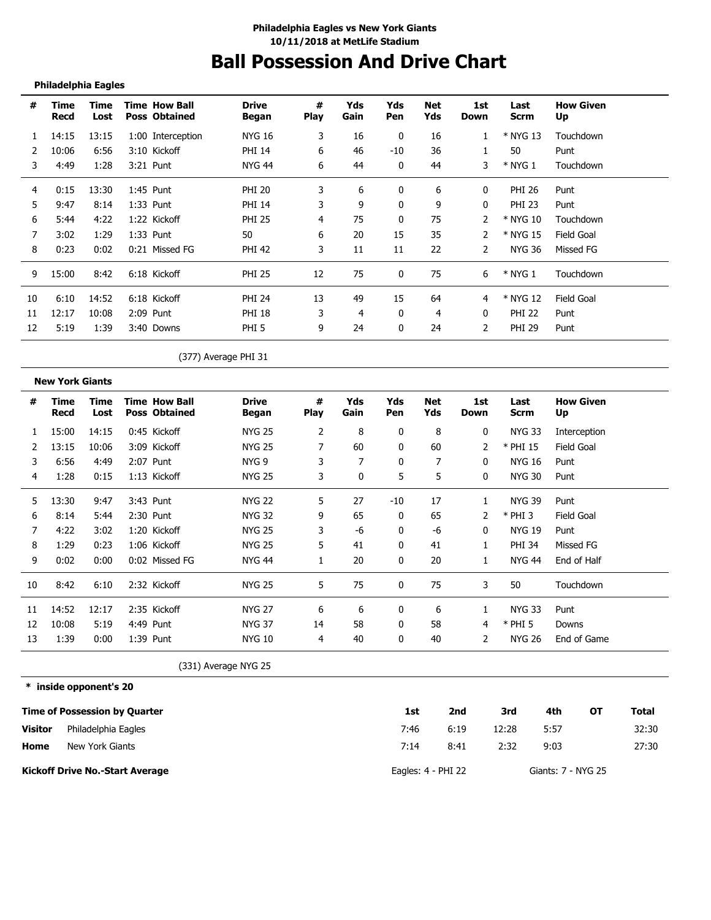**Philadelphia Eagles vs New York Giants**
**10/11/2018 at MetLife Stadium**

# Ball Possession And Drive Chart

**Philadelphia Eagles**

| # | Time Recd | Time Lost | Time Poss | How Ball Obtained | Drive Began | # Play | Yds Gain | Yds Pen | Net Yds | 1st Down | Last Scrm | How Given Up |
|---|---|---|---|---|---|---|---|---|---|---|---|---|
| 1 | 14:15 | 13:15 | 1:00 | Interception | NYG 16 | 3 | 16 | 0 | 16 | 1 | * NYG 13 | Touchdown |
| 2 | 10:06 | 6:56 | 3:10 | Kickoff | PHI 14 | 6 | 46 | -10 | 36 | 1 | 50 | Punt |
| 3 | 4:49 | 1:28 | 3:21 | Punt | NYG 44 | 6 | 44 | 0 | 44 | 3 | * NYG 1 | Touchdown |
| 4 | 0:15 | 13:30 | 1:45 | Punt | PHI 20 | 3 | 6 | 0 | 6 | 0 | PHI 26 | Punt |
| 5 | 9:47 | 8:14 | 1:33 | Punt | PHI 14 | 3 | 9 | 0 | 9 | 0 | PHI 23 | Punt |
| 6 | 5:44 | 4:22 | 1:22 | Kickoff | PHI 25 | 4 | 75 | 0 | 75 | 2 | * NYG 10 | Touchdown |
| 7 | 3:02 | 1:29 | 1:33 | Punt | 50 | 6 | 20 | 15 | 35 | 2 | * NYG 15 | Field Goal |
| 8 | 0:23 | 0:02 | 0:21 | Missed FG | PHI 42 | 3 | 11 | 11 | 22 | 2 | NYG 36 | Missed FG |
| 9 | 15:00 | 8:42 | 6:18 | Kickoff | PHI 25 | 12 | 75 | 0 | 75 | 6 | * NYG 1 | Touchdown |
| 10 | 6:10 | 14:52 | 6:18 | Kickoff | PHI 24 | 13 | 49 | 15 | 64 | 4 | * NYG 12 | Field Goal |
| 11 | 12:17 | 10:08 | 2:09 | Punt | PHI 18 | 3 | 4 | 0 | 4 | 0 | PHI 22 | Punt |
| 12 | 5:19 | 1:39 | 3:40 | Downs | PHI 5 | 9 | 24 | 0 | 24 | 2 | PHI 29 | Punt |

(377) Average PHI 31

**New York Giants**

| # | Time Recd | Time Lost | Time Poss | How Ball Obtained | Drive Began | # Play | Yds Gain | Yds Pen | Net Yds | 1st Down | Last Scrm | How Given Up |
|---|---|---|---|---|---|---|---|---|---|---|---|---|
| 1 | 15:00 | 14:15 | 0:45 | Kickoff | NYG 25 | 2 | 8 | 0 | 8 | 0 | NYG 33 | Interception |
| 2 | 13:15 | 10:06 | 3:09 | Kickoff | NYG 25 | 7 | 60 | 0 | 60 | 2 | * PHI 15 | Field Goal |
| 3 | 6:56 | 4:49 | 2:07 | Punt | NYG 9 | 3 | 7 | 0 | 7 | 0 | NYG 16 | Punt |
| 4 | 1:28 | 0:15 | 1:13 | Kickoff | NYG 25 | 3 | 0 | 5 | 5 | 0 | NYG 30 | Punt |
| 5 | 13:30 | 9:47 | 3:43 | Punt | NYG 22 | 5 | 27 | -10 | 17 | 1 | NYG 39 | Punt |
| 6 | 8:14 | 5:44 | 2:30 | Punt | NYG 32 | 9 | 65 | 0 | 65 | 2 | * PHI 3 | Field Goal |
| 7 | 4:22 | 3:02 | 1:20 | Kickoff | NYG 25 | 3 | -6 | 0 | -6 | 0 | NYG 19 | Punt |
| 8 | 1:29 | 0:23 | 1:06 | Kickoff | NYG 25 | 5 | 41 | 0 | 41 | 1 | PHI 34 | Missed FG |
| 9 | 0:02 | 0:00 | 0:02 | Missed FG | NYG 44 | 1 | 20 | 0 | 20 | 1 | NYG 44 | End of Half |
| 10 | 8:42 | 6:10 | 2:32 | Kickoff | NYG 25 | 5 | 75 | 0 | 75 | 3 | 50 | Touchdown |
| 11 | 14:52 | 12:17 | 2:35 | Kickoff | NYG 27 | 6 | 6 | 0 | 6 | 1 | NYG 33 | Punt |
| 12 | 10:08 | 5:19 | 4:49 | Punt | NYG 37 | 14 | 58 | 0 | 58 | 4 | * PHI 5 | Downs |
| 13 | 1:39 | 0:00 | 1:39 | Punt | NYG 10 | 4 | 40 | 0 | 40 | 2 | NYG 26 | End of Game |

(331) Average NYG 25

**\* inside opponent's 20**

| Time of Possession by Quarter | | 1st | 2nd | 3rd | 4th | OT | Total |
|---|---|---|---|---|---|---|---|
| **Visitor** | Philadelphia Eagles | 7:46 | 6:19 | 12:28 | 5:57 | | 32:30 |
| **Home** | New York Giants | 7:14 | 8:41 | 2:32 | 9:03 | | 27:30 |

**Kickoff Drive No.-Start Average** Eagles: 4 - PHI 22 Giants: 7 - NYG 25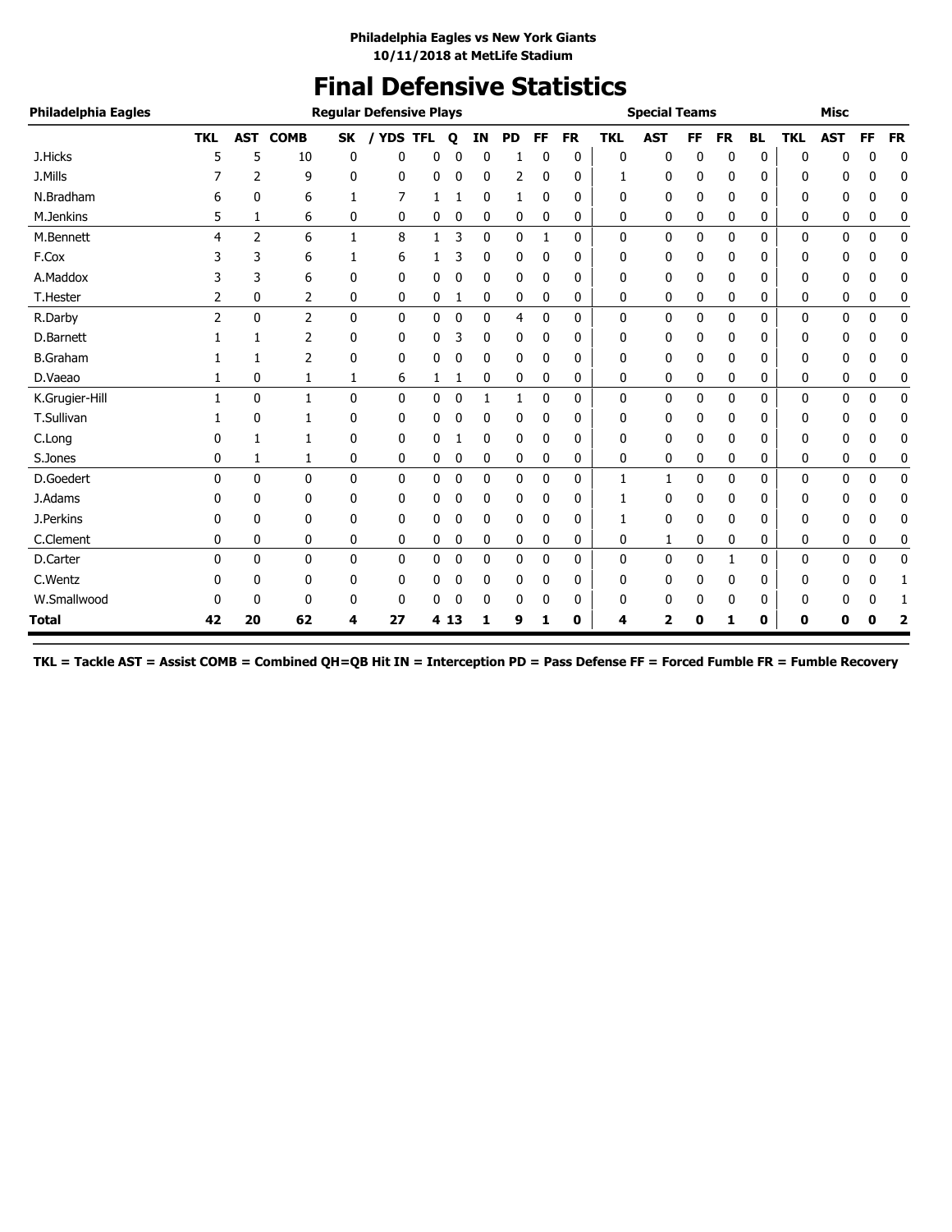**Philadelphia Eagles vs New York Giants**
**10/11/2018 at MetLife Stadium**

# Final Defensive Statistics

| Philadelphia Eagles | Regular Defensive Plays | | | | | | | | | | | Special Teams | | | | | | Misc | | | |
|---|---|---|---|---|---|---|---|---|---|---|---|---|---|---|---|---|---|---|---|---|---|
| | TKL | AST | COMB | SK | / YDS | TFL | Q | IN | PD | FF | FR | TKL | AST | FF | FR | BL | TKL | AST | FF | FR |
| J.Hicks | 5 | 5 | 10 | 0 | 0 | 0 | 0 | 0 | 1 | 0 | 0 | 0 | 0 | 0 | 0 | 0 | 0 | 0 | 0 | 0 |
| J.Mills | 7 | 2 | 9 | 0 | 0 | 0 | 0 | 0 | 2 | 0 | 0 | 1 | 0 | 0 | 0 | 0 | 0 | 0 | 0 | 0 |
| N.Bradham | 6 | 0 | 6 | 1 | 7 | 1 | 1 | 0 | 1 | 0 | 0 | 0 | 0 | 0 | 0 | 0 | 0 | 0 | 0 | 0 |
| M.Jenkins | 5 | 1 | 6 | 0 | 0 | 0 | 0 | 0 | 0 | 0 | 0 | 0 | 0 | 0 | 0 | 0 | 0 | 0 | 0 | 0 |
| M.Bennett | 4 | 2 | 6 | 1 | 8 | 1 | 3 | 0 | 0 | 1 | 0 | 0 | 0 | 0 | 0 | 0 | 0 | 0 | 0 | 0 |
| F.Cox | 3 | 3 | 6 | 1 | 6 | 1 | 3 | 0 | 0 | 0 | 0 | 0 | 0 | 0 | 0 | 0 | 0 | 0 | 0 | 0 |
| A.Maddox | 3 | 3 | 6 | 0 | 0 | 0 | 0 | 0 | 0 | 0 | 0 | 0 | 0 | 0 | 0 | 0 | 0 | 0 | 0 | 0 |
| T.Hester | 2 | 0 | 2 | 0 | 0 | 0 | 1 | 0 | 0 | 0 | 0 | 0 | 0 | 0 | 0 | 0 | 0 | 0 | 0 | 0 |
| R.Darby | 2 | 0 | 2 | 0 | 0 | 0 | 0 | 0 | 4 | 0 | 0 | 0 | 0 | 0 | 0 | 0 | 0 | 0 | 0 | 0 |
| D.Barnett | 1 | 1 | 2 | 0 | 0 | 0 | 3 | 0 | 0 | 0 | 0 | 0 | 0 | 0 | 0 | 0 | 0 | 0 | 0 | 0 |
| B.Graham | 1 | 1 | 2 | 0 | 0 | 0 | 0 | 0 | 0 | 0 | 0 | 0 | 0 | 0 | 0 | 0 | 0 | 0 | 0 | 0 |
| D.Vaeao | 1 | 0 | 1 | 1 | 6 | 1 | 1 | 0 | 0 | 0 | 0 | 0 | 0 | 0 | 0 | 0 | 0 | 0 | 0 | 0 |
| K.Grugier-Hill | 1 | 0 | 1 | 0 | 0 | 0 | 0 | 1 | 1 | 0 | 0 | 0 | 0 | 0 | 0 | 0 | 0 | 0 | 0 | 0 |
| T.Sullivan | 1 | 0 | 1 | 0 | 0 | 0 | 0 | 0 | 0 | 0 | 0 | 0 | 0 | 0 | 0 | 0 | 0 | 0 | 0 | 0 |
| C.Long | 0 | 1 | 1 | 0 | 0 | 0 | 1 | 0 | 0 | 0 | 0 | 0 | 0 | 0 | 0 | 0 | 0 | 0 | 0 | 0 |
| S.Jones | 0 | 1 | 1 | 0 | 0 | 0 | 0 | 0 | 0 | 0 | 0 | 0 | 0 | 0 | 0 | 0 | 0 | 0 | 0 | 0 |
| D.Goedert | 0 | 0 | 0 | 0 | 0 | 0 | 0 | 0 | 0 | 0 | 0 | 1 | 1 | 0 | 0 | 0 | 0 | 0 | 0 | 0 |
| J.Adams | 0 | 0 | 0 | 0 | 0 | 0 | 0 | 0 | 0 | 0 | 0 | 1 | 0 | 0 | 0 | 0 | 0 | 0 | 0 | 0 |
| J.Perkins | 0 | 0 | 0 | 0 | 0 | 0 | 0 | 0 | 0 | 0 | 0 | 1 | 0 | 0 | 0 | 0 | 0 | 0 | 0 | 0 |
| C.Clement | 0 | 0 | 0 | 0 | 0 | 0 | 0 | 0 | 0 | 0 | 0 | 0 | 1 | 0 | 0 | 0 | 0 | 0 | 0 | 0 |
| D.Carter | 0 | 0 | 0 | 0 | 0 | 0 | 0 | 0 | 0 | 0 | 0 | 0 | 0 | 0 | 1 | 0 | 0 | 0 | 0 | 0 |
| C.Wentz | 0 | 0 | 0 | 0 | 0 | 0 | 0 | 0 | 0 | 0 | 0 | 0 | 0 | 0 | 0 | 0 | 0 | 0 | 0 | 1 |
| W.Smallwood | 0 | 0 | 0 | 0 | 0 | 0 | 0 | 0 | 0 | 0 | 0 | 0 | 0 | 0 | 0 | 0 | 0 | 0 | 0 | 1 |
| **Total** | **42** | **20** | **62** | **4** | **27** | **4** | **13** | **1** | **9** | **1** | **0** | **4** | **2** | **0** | **1** | **0** | **0** | **0** | **0** | **2** |

**TKL = Tackle AST = Assist COMB = Combined QH=QB Hit IN = Interception PD = Pass Defense FF = Forced Fumble FR = Fumble Recovery**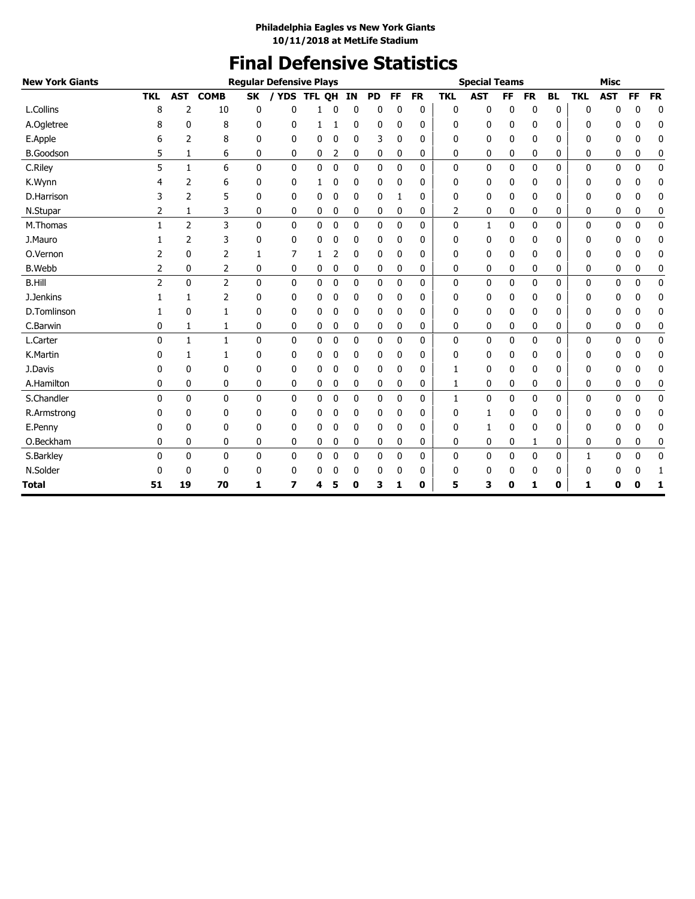**Philadelphia Eagles vs New York Giants**
**10/11/2018 at MetLife Stadium**

# Final Defensive Statistics

| New York Giants | Regular Defensive Plays | | | | | | | | | | | Special Teams | | | | | Misc | | | |
|---|---|---|---|---|---|---|---|---|---|---|---|---|---|---|---|---|---|---|---|---|
| | TKL | AST | COMB | SK | / YDS | TFL | QH | IN | PD | FF | FR | TKL | AST | FF | FR | BL | TKL | AST | FF | FR |
| L.Collins | 8 | 2 | 10 | 0 | 0 | 1 | 0 | 0 | 0 | 0 | 0 | 0 | 0 | 0 | 0 | 0 | 0 | 0 | 0 | 0 |
| A.Ogletree | 8 | 0 | 8 | 0 | 0 | 1 | 1 | 0 | 0 | 0 | 0 | 0 | 0 | 0 | 0 | 0 | 0 | 0 | 0 | 0 |
| E.Apple | 6 | 2 | 8 | 0 | 0 | 0 | 0 | 0 | 3 | 0 | 0 | 0 | 0 | 0 | 0 | 0 | 0 | 0 | 0 | 0 |
| B.Goodson | 5 | 1 | 6 | 0 | 0 | 0 | 2 | 0 | 0 | 0 | 0 | 0 | 0 | 0 | 0 | 0 | 0 | 0 | 0 | 0 |
| C.Riley | 5 | 1 | 6 | 0 | 0 | 0 | 0 | 0 | 0 | 0 | 0 | 0 | 0 | 0 | 0 | 0 | 0 | 0 | 0 | 0 |
| K.Wynn | 4 | 2 | 6 | 0 | 0 | 1 | 0 | 0 | 0 | 0 | 0 | 0 | 0 | 0 | 0 | 0 | 0 | 0 | 0 | 0 |
| D.Harrison | 3 | 2 | 5 | 0 | 0 | 0 | 0 | 0 | 0 | 1 | 0 | 0 | 0 | 0 | 0 | 0 | 0 | 0 | 0 | 0 |
| N.Stupar | 2 | 1 | 3 | 0 | 0 | 0 | 0 | 0 | 0 | 0 | 0 | 2 | 0 | 0 | 0 | 0 | 0 | 0 | 0 | 0 |
| M.Thomas | 1 | 2 | 3 | 0 | 0 | 0 | 0 | 0 | 0 | 0 | 0 | 0 | 1 | 0 | 0 | 0 | 0 | 0 | 0 | 0 |
| J.Mauro | 1 | 2 | 3 | 0 | 0 | 0 | 0 | 0 | 0 | 0 | 0 | 0 | 0 | 0 | 0 | 0 | 0 | 0 | 0 | 0 |
| O.Vernon | 2 | 0 | 2 | 1 | 7 | 1 | 2 | 0 | 0 | 0 | 0 | 0 | 0 | 0 | 0 | 0 | 0 | 0 | 0 | 0 |
| B.Webb | 2 | 0 | 2 | 0 | 0 | 0 | 0 | 0 | 0 | 0 | 0 | 0 | 0 | 0 | 0 | 0 | 0 | 0 | 0 | 0 |
| B.Hill | 2 | 0 | 2 | 0 | 0 | 0 | 0 | 0 | 0 | 0 | 0 | 0 | 0 | 0 | 0 | 0 | 0 | 0 | 0 | 0 |
| J.Jenkins | 1 | 1 | 2 | 0 | 0 | 0 | 0 | 0 | 0 | 0 | 0 | 0 | 0 | 0 | 0 | 0 | 0 | 0 | 0 | 0 |
| D.Tomlinson | 1 | 0 | 1 | 0 | 0 | 0 | 0 | 0 | 0 | 0 | 0 | 0 | 0 | 0 | 0 | 0 | 0 | 0 | 0 | 0 |
| C.Barwin | 0 | 1 | 1 | 0 | 0 | 0 | 0 | 0 | 0 | 0 | 0 | 0 | 0 | 0 | 0 | 0 | 0 | 0 | 0 | 0 |
| L.Carter | 0 | 1 | 1 | 0 | 0 | 0 | 0 | 0 | 0 | 0 | 0 | 0 | 0 | 0 | 0 | 0 | 0 | 0 | 0 | 0 |
| K.Martin | 0 | 1 | 1 | 0 | 0 | 0 | 0 | 0 | 0 | 0 | 0 | 0 | 0 | 0 | 0 | 0 | 0 | 0 | 0 | 0 |
| J.Davis | 0 | 0 | 0 | 0 | 0 | 0 | 0 | 0 | 0 | 0 | 0 | 1 | 0 | 0 | 0 | 0 | 0 | 0 | 0 | 0 |
| A.Hamilton | 0 | 0 | 0 | 0 | 0 | 0 | 0 | 0 | 0 | 0 | 0 | 1 | 0 | 0 | 0 | 0 | 0 | 0 | 0 | 0 |
| S.Chandler | 0 | 0 | 0 | 0 | 0 | 0 | 0 | 0 | 0 | 0 | 0 | 1 | 0 | 0 | 0 | 0 | 0 | 0 | 0 | 0 |
| R.Armstrong | 0 | 0 | 0 | 0 | 0 | 0 | 0 | 0 | 0 | 0 | 0 | 0 | 1 | 0 | 0 | 0 | 0 | 0 | 0 | 0 |
| E.Penny | 0 | 0 | 0 | 0 | 0 | 0 | 0 | 0 | 0 | 0 | 0 | 0 | 1 | 0 | 0 | 0 | 0 | 0 | 0 | 0 |
| O.Beckham | 0 | 0 | 0 | 0 | 0 | 0 | 0 | 0 | 0 | 0 | 0 | 0 | 0 | 0 | 1 | 0 | 0 | 0 | 0 | 0 |
| S.Barkley | 0 | 0 | 0 | 0 | 0 | 0 | 0 | 0 | 0 | 0 | 0 | 0 | 0 | 0 | 0 | 0 | 1 | 0 | 0 | 0 |
| N.Solder | 0 | 0 | 0 | 0 | 0 | 0 | 0 | 0 | 0 | 0 | 0 | 0 | 0 | 0 | 0 | 0 | 0 | 0 | 0 | 1 |
| **Total** | **51** | **19** | **70** | **1** | **7** | **4** | **5** | **0** | **3** | **1** | **0** | **5** | **3** | **0** | **1** | **0** | **1** | **0** | **0** | **1** |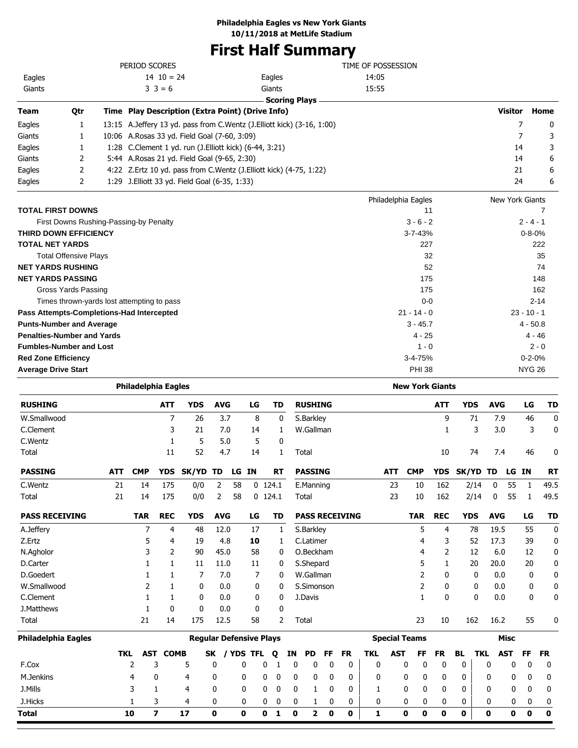**Philadelphia Eagles vs New York Giants**
**10/11/2018 at MetLife Stadium**

# First Half Summary

| PERIOD SCORES | | TIME OF POSSESSION | |
|---|---|---|---|
| Eagles | 14 10 = 24 | Eagles | 14:05 |
| Giants | 3 3 = 6 | Giants | 15:55 |

## Scoring Plays

| Team | Qtr | Time | Play Description (Extra Point) (Drive Info) | Visitor | Home |
|---|---|---|---|---|---|
| Eagles | 1 | 13:15 | A.Jeffery 13 yd. pass from C.Wentz (J.Elliott kick) (3-16, 1:00) | 7 | 0 |
| Giants | 1 | 10:06 | A.Rosas 33 yd. Field Goal (7-60, 3:09) | 7 | 3 |
| Eagles | 1 | 1:28 | C.Clement 1 yd. run (J.Elliott kick) (6-44, 3:21) | 14 | 3 |
| Giants | 2 | 5:44 | A.Rosas 21 yd. Field Goal (9-65, 2:30) | 14 | 6 |
| Eagles | 2 | 4:22 | Z.Ertz 10 yd. pass from C.Wentz (J.Elliott kick) (4-75, 1:22) | 21 | 6 |
| Eagles | 2 | 1:29 | J.Elliott 33 yd. Field Goal (6-35, 1:33) | 24 | 6 |

| | Philadelphia Eagles | New York Giants |
|---|---|---|
| **TOTAL FIRST DOWNS** | 11 | 7 |
| First Downs Rushing-Passing-by Penalty | 3 - 6 - 2 | 2 - 4 - 1 |
| **THIRD DOWN EFFICIENCY** | 3-7-43% | 0-8-0% |
| **TOTAL NET YARDS** | 227 | 222 |
| Total Offensive Plays | 32 | 35 |
| **NET YARDS RUSHING** | 52 | 74 |
| **NET YARDS PASSING** | 175 | 148 |
| Gross Yards Passing | 175 | 162 |
| Times thrown-yards lost attempting to pass | 0-0 | 2-14 |
| **Pass Attempts-Completions-Had Intercepted** | 21 - 14 - 0 | 23 - 10 - 1 |
| **Punts-Number and Average** | 3 - 45.7 | 4 - 50.8 |
| **Penalties-Number and Yards** | 4 - 25 | 4 - 46 |
| **Fumbles-Number and Lost** | 1 - 0 | 2 - 0 |
| **Red Zone Efficiency** | 3-4-75% | 0-2-0% |
| **Average Drive Start** | PHI 38 | NYG 26 |

## Philadelphia Eagles

| RUSHING | ATT | YDS | AVG | LG | TD |
|---|---|---|---|---|---|
| W.Smallwood | 7 | 26 | 3.7 | 8 | 0 |
| C.Clement | 3 | 21 | 7.0 | 14 | 1 |
| C.Wentz | 1 | 5 | 5.0 | 5 | 0 |
| Total | 11 | 52 | 4.7 | 14 | 1 |

| PASSING | ATT | CMP | YDS | SK/YD | TD | LG | IN | RT |
|---|---|---|---|---|---|---|---|---|
| C.Wentz | 21 | 14 | 175 | 0/0 | 2 | 58 | 0 | 124.1 |
| Total | 21 | 14 | 175 | 0/0 | 2 | 58 | 0 | 124.1 |

| PASS RECEIVING | TAR | REC | YDS | AVG | LG | TD |
|---|---|---|---|---|---|---|
| A.Jeffery | 7 | 4 | 48 | 12.0 | 17 | 1 |
| Z.Ertz | 5 | 4 | 19 | 4.8 | **10** | 1 |
| N.Agholor | 3 | 2 | 90 | 45.0 | 58 | 0 |
| D.Carter | 1 | 1 | 11 | 11.0 | 11 | 0 |
| D.Goedert | 1 | 1 | 7 | 7.0 | 7 | 0 |
| W.Smallwood | 2 | 1 | 0 | 0.0 | 0 | 0 |
| C.Clement | 1 | 1 | 0 | 0.0 | 0 | 0 |
| J.Matthews | 1 | 0 | 0 | 0.0 | 0 | 0 |
| Total | 21 | 14 | 175 | 12.5 | 58 | 2 |

## New York Giants

| RUSHING | ATT | YDS | AVG | LG | TD |
|---|---|---|---|---|---|
| S.Barkley | 9 | 71 | 7.9 | 46 | 0 |
| W.Gallman | 1 | 3 | 3.0 | 3 | 0 |
| Total | 10 | 74 | 7.4 | 46 | 0 |

| PASSING | ATT | CMP | YDS | SK/YD | TD | LG | IN | RT |
|---|---|---|---|---|---|---|---|---|
| E.Manning | 23 | 10 | 162 | 2/14 | 0 | 55 | 1 | 49.5 |
| Total | 23 | 10 | 162 | 2/14 | 0 | 55 | 1 | 49.5 |

| PASS RECEIVING | TAR | REC | YDS | AVG | LG | TD |
|---|---|---|---|---|---|---|
| S.Barkley | 5 | 4 | 78 | 19.5 | 55 | 0 |
| C.Latimer | 4 | 3 | 52 | 17.3 | 39 | 0 |
| O.Beckham | 4 | 2 | 12 | 6.0 | 12 | 0 |
| S.Shepard | 5 | 1 | 20 | 20.0 | 20 | 0 |
| W.Gallman | 2 | 0 | 0 | 0.0 | 0 | 0 |
| S.Simonson | 2 | 0 | 0 | 0.0 | 0 | 0 |
| J.Davis | 1 | 0 | 0 | 0.0 | 0 | 0 |
| Total | 23 | 10 | 162 | 16.2 | 55 | 0 |

## Philadelphia Eagles Defense

| | Regular Defensive Plays | | | | | | | | | | | Special Teams | | | | | Misc | | | |
|---|---|---|---|---|---|---|---|---|---|---|---|---|---|---|---|---|---|---|---|---|
| | TKL | AST | COMB | SK | / YDS | TFL | Q | IN | PD | FF | FR | TKL | AST | FF | FR | BL | TKL | AST | FF | FR |
| F.Cox | 2 | 3 | 5 | 0 | 0 | 0 | 1 | 0 | 0 | 0 | 0 | 0 | 0 | 0 | 0 | 0 | 0 | 0 | 0 | 0 |
| M.Jenkins | 4 | 0 | 4 | 0 | 0 | 0 | 0 | 0 | 0 | 0 | 0 | 0 | 0 | 0 | 0 | 0 | 0 | 0 | 0 | 0 |
| J.Mills | 3 | 1 | 4 | 0 | 0 | 0 | 0 | 0 | 1 | 0 | 0 | 1 | 0 | 0 | 0 | 0 | 0 | 0 | 0 | 0 |
| J.Hicks | 1 | 3 | 4 | 0 | 0 | 0 | 0 | 0 | 1 | 0 | 0 | 0 | 0 | 0 | 0 | 0 | 0 | 0 | 0 | 0 |
| **Total** | **10** | **7** | **17** | **0** | **0** | **0** | **1** | **0** | **2** | **0** | **0** | **1** | **0** | **0** | **0** | **0** | **0** | **0** | **0** | **0** |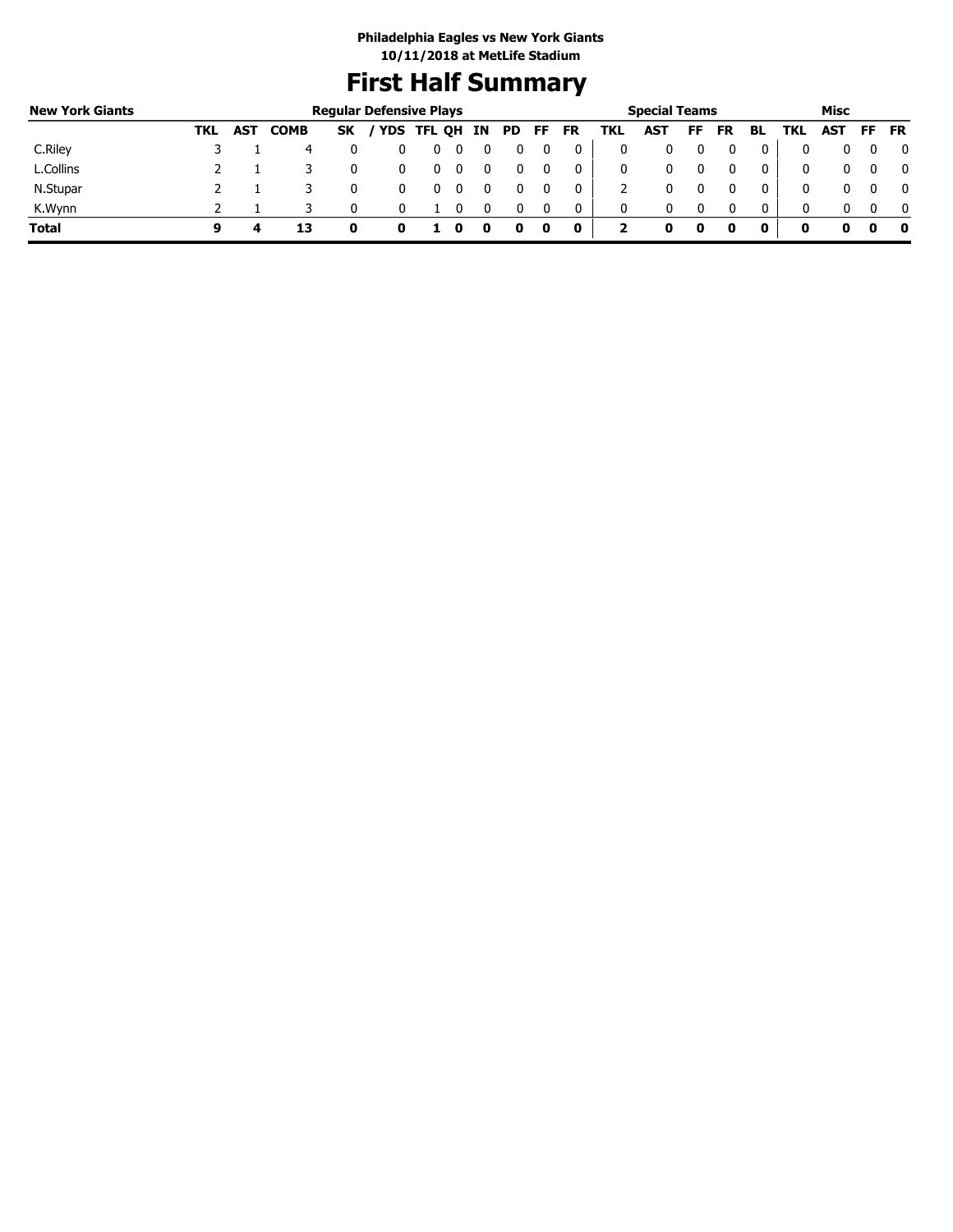**Philadelphia Eagles vs New York Giants**
**10/11/2018 at MetLife Stadium**

# First Half Summary

| New York Giants | Regular Defensive Plays | | | | | | | | | | | Special Teams | | | | | Misc | | | |
|---|---|---|---|---|---|---|---|---|---|---|---|---|---|---|---|---|---|---|---|---|
| | TKL | AST | COMB | SK | / YDS | TFL | QH | IN | PD | FF | FR | TKL | AST | FF | FR | BL | TKL | AST | FF | FR |
| C.Riley | 3 | 1 | 4 | 0 | 0 | 0 | 0 | 0 | 0 | 0 | 0 | 0 | 0 | 0 | 0 | 0 | 0 | 0 | 0 | 0 |
| L.Collins | 2 | 1 | 3 | 0 | 0 | 0 | 0 | 0 | 0 | 0 | 0 | 0 | 0 | 0 | 0 | 0 | 0 | 0 | 0 | 0 |
| N.Stupar | 2 | 1 | 3 | 0 | 0 | 0 | 0 | 0 | 0 | 0 | 0 | 2 | 0 | 0 | 0 | 0 | 0 | 0 | 0 | 0 |
| K.Wynn | 2 | 1 | 3 | 0 | 0 | 1 | 0 | 0 | 0 | 0 | 0 | 0 | 0 | 0 | 0 | 0 | 0 | 0 | 0 | 0 |
| **Total** | **9** | **4** | **13** | **0** | **0** | **1** | **0** | **0** | **0** | **0** | **0** | **2** | **0** | **0** | **0** | **0** | **0** | **0** | **0** | **0** |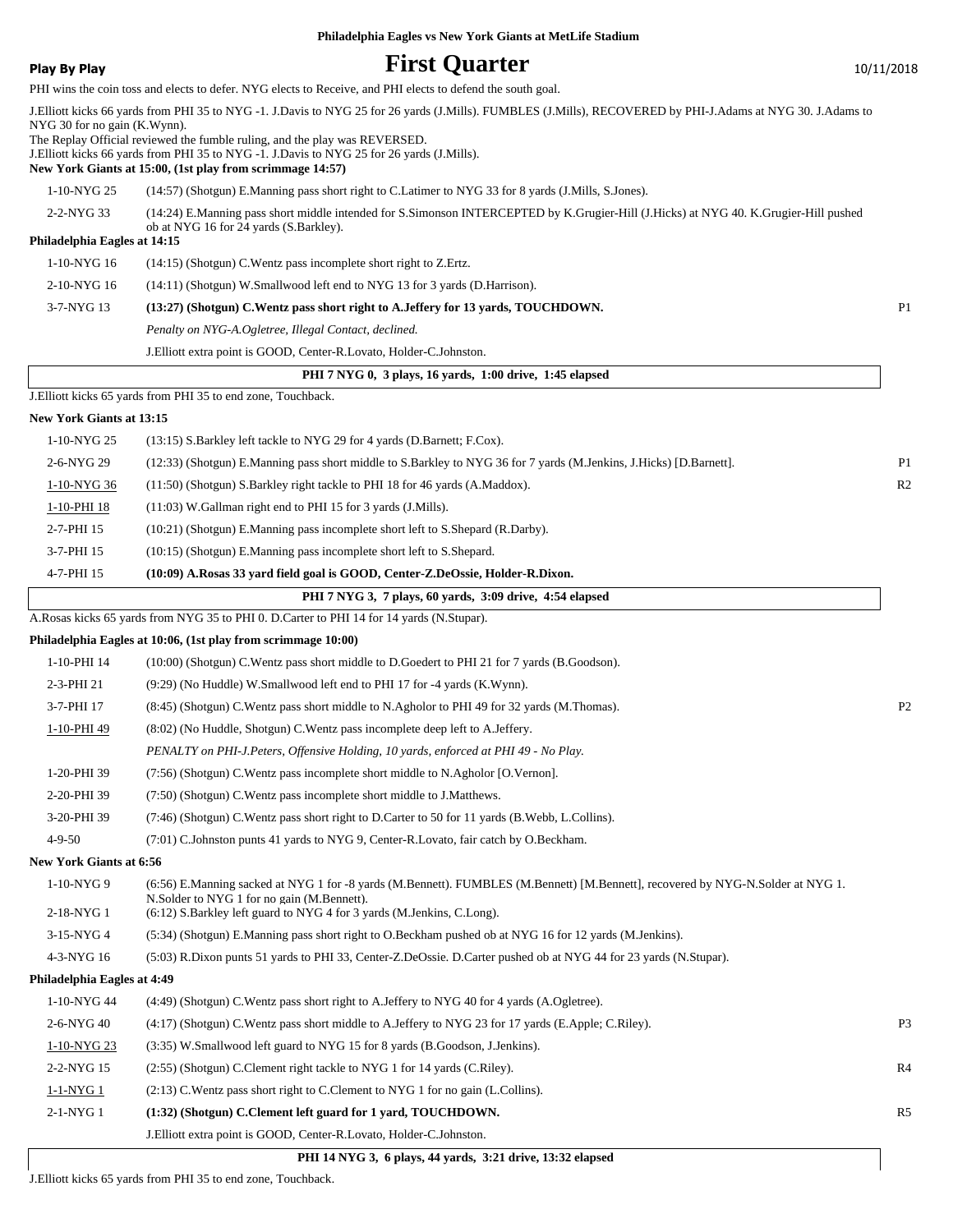**Philadelphia Eagles vs New York Giants at MetLife Stadium**

**Play By Play**

# First Quarter

10/11/2018

PHI wins the coin toss and elects to defer. NYG elects to Receive, and PHI elects to defend the south goal.

J.Elliott kicks 66 yards from PHI 35 to NYG -1. J.Davis to NYG 25 for 26 yards (J.Mills). FUMBLES (J.Mills), RECOVERED by PHI-J.Adams at NYG 30. J.Adams to NYG 30 for no gain (K.Wynn).
The Replay Official reviewed the fumble ruling, and the play was REVERSED.
J.Elliott kicks 66 yards from PHI 35 to NYG -1. J.Davis to NYG 25 for 26 yards (J.Mills).

**New York Giants at 15:00, (1st play from scrimmage 14:57)**

| | | |
|---|---|---|
| 1-10-NYG 25 | (14:57) (Shotgun) E.Manning pass short right to C.Latimer to NYG 33 for 8 yards (J.Mills, S.Jones). | |
| 2-2-NYG 33 | (14:24) E.Manning pass short middle intended for S.Simonson INTERCEPTED by K.Grugier-Hill (J.Hicks) at NYG 40. K.Grugier-Hill pushed ob at NYG 16 for 24 yards (S.Barkley). | |

**Philadelphia Eagles at 14:15**

| | | |
|---|---|---|
| 1-10-NYG 16 | (14:15) (Shotgun) C.Wentz pass incomplete short right to Z.Ertz. | |
| 2-10-NYG 16 | (14:11) (Shotgun) W.Smallwood left end to NYG 13 for 3 yards (D.Harrison). | |
| 3-7-NYG 13 | **(13:27) (Shotgun) C.Wentz pass short right to A.Jeffery for 13 yards, TOUCHDOWN.** | P1 |
| | *Penalty on NYG-A.Ogletree, Illegal Contact, declined.* | |
| | J.Elliott extra point is GOOD, Center-R.Lovato, Holder-C.Johnston. | |

**PHI 7 NYG 0, 3 plays, 16 yards, 1:00 drive, 1:45 elapsed**

J.Elliott kicks 65 yards from PHI 35 to end zone, Touchback.

**New York Giants at 13:15**

| | | |
|---|---|---|
| 1-10-NYG 25 | (13:15) S.Barkley left tackle to NYG 29 for 4 yards (D.Barnett; F.Cox). | |
| 2-6-NYG 29 | (12:33) (Shotgun) E.Manning pass short middle to S.Barkley to NYG 36 for 7 yards (M.Jenkins, J.Hicks) [D.Barnett]. | P1 |
| 1-10-NYG 36 | (11:50) (Shotgun) S.Barkley right tackle to PHI 18 for 46 yards (A.Maddox). | R2 |
| 1-10-PHI 18 | (11:03) W.Gallman right end to PHI 15 for 3 yards (J.Mills). | |
| 2-7-PHI 15 | (10:21) (Shotgun) E.Manning pass incomplete short left to S.Shepard (R.Darby). | |
| 3-7-PHI 15 | (10:15) (Shotgun) E.Manning pass incomplete short left to S.Shepard. | |
| 4-7-PHI 15 | **(10:09) A.Rosas 33 yard field goal is GOOD, Center-Z.DeOssie, Holder-R.Dixon.** | |

**PHI 7 NYG 3, 7 plays, 60 yards, 3:09 drive, 4:54 elapsed**

A.Rosas kicks 65 yards from NYG 35 to PHI 0. D.Carter to PHI 14 for 14 yards (N.Stupar).

**Philadelphia Eagles at 10:06, (1st play from scrimmage 10:00)**

| | | |
|---|---|---|
| 1-10-PHI 14 | (10:00) (Shotgun) C.Wentz pass short middle to D.Goedert to PHI 21 for 7 yards (B.Goodson). | |
| 2-3-PHI 21 | (9:29) (No Huddle) W.Smallwood left end to PHI 17 for -4 yards (K.Wynn). | |
| 3-7-PHI 17 | (8:45) (Shotgun) C.Wentz pass short middle to N.Agholor to PHI 49 for 32 yards (M.Thomas). | P2 |
| 1-10-PHI 49 | (8:02) (No Huddle, Shotgun) C.Wentz pass incomplete deep left to A.Jeffery. | |
| | *PENALTY on PHI-J.Peters, Offensive Holding, 10 yards, enforced at PHI 49 - No Play.* | |
| 1-20-PHI 39 | (7:56) (Shotgun) C.Wentz pass incomplete short middle to N.Agholor [O.Vernon]. | |
| 2-20-PHI 39 | (7:50) (Shotgun) C.Wentz pass incomplete short middle to J.Matthews. | |
| 3-20-PHI 39 | (7:46) (Shotgun) C.Wentz pass short right to D.Carter to 50 for 11 yards (B.Webb, L.Collins). | |
| 4-9-50 | (7:01) C.Johnston punts 41 yards to NYG 9, Center-R.Lovato, fair catch by O.Beckham. | |

**New York Giants at 6:56**

| | | |
|---|---|---|
| 1-10-NYG 9 | (6:56) E.Manning sacked at NYG 1 for -8 yards (M.Bennett). FUMBLES (M.Bennett) [M.Bennett], recovered by NYG-N.Solder at NYG 1. N.Solder to NYG 1 for no gain (M.Bennett). | |
| 2-18-NYG 1 | (6:12) S.Barkley left guard to NYG 4 for 3 yards (M.Jenkins, C.Long). | |
| 3-15-NYG 4 | (5:34) (Shotgun) E.Manning pass short right to O.Beckham pushed ob at NYG 16 for 12 yards (M.Jenkins). | |
| 4-3-NYG 16 | (5:03) R.Dixon punts 51 yards to PHI 33, Center-Z.DeOssie. D.Carter pushed ob at NYG 44 for 23 yards (N.Stupar). | |

**Philadelphia Eagles at 4:49**

| | | |
|---|---|---|
| 1-10-NYG 44 | (4:49) (Shotgun) C.Wentz pass short right to A.Jeffery to NYG 40 for 4 yards (A.Ogletree). | |
| 2-6-NYG 40 | (4:17) (Shotgun) C.Wentz pass short middle to A.Jeffery to NYG 23 for 17 yards (E.Apple; C.Riley). | P3 |
| 1-10-NYG 23 | (3:35) W.Smallwood left guard to NYG 15 for 8 yards (B.Goodson, J.Jenkins). | |
| 2-2-NYG 15 | (2:55) (Shotgun) C.Clement right tackle to NYG 1 for 14 yards (C.Riley). | R4 |
| 1-1-NYG 1 | (2:13) C.Wentz pass short right to C.Clement to NYG 1 for no gain (L.Collins). | |
| 2-1-NYG 1 | **(1:32) (Shotgun) C.Clement left guard for 1 yard, TOUCHDOWN.** | R5 |
| | J.Elliott extra point is GOOD, Center-R.Lovato, Holder-C.Johnston. | |

**PHI 14 NYG 3, 6 plays, 44 yards, 3:21 drive, 13:32 elapsed**

J.Elliott kicks 65 yards from PHI 35 to end zone, Touchback.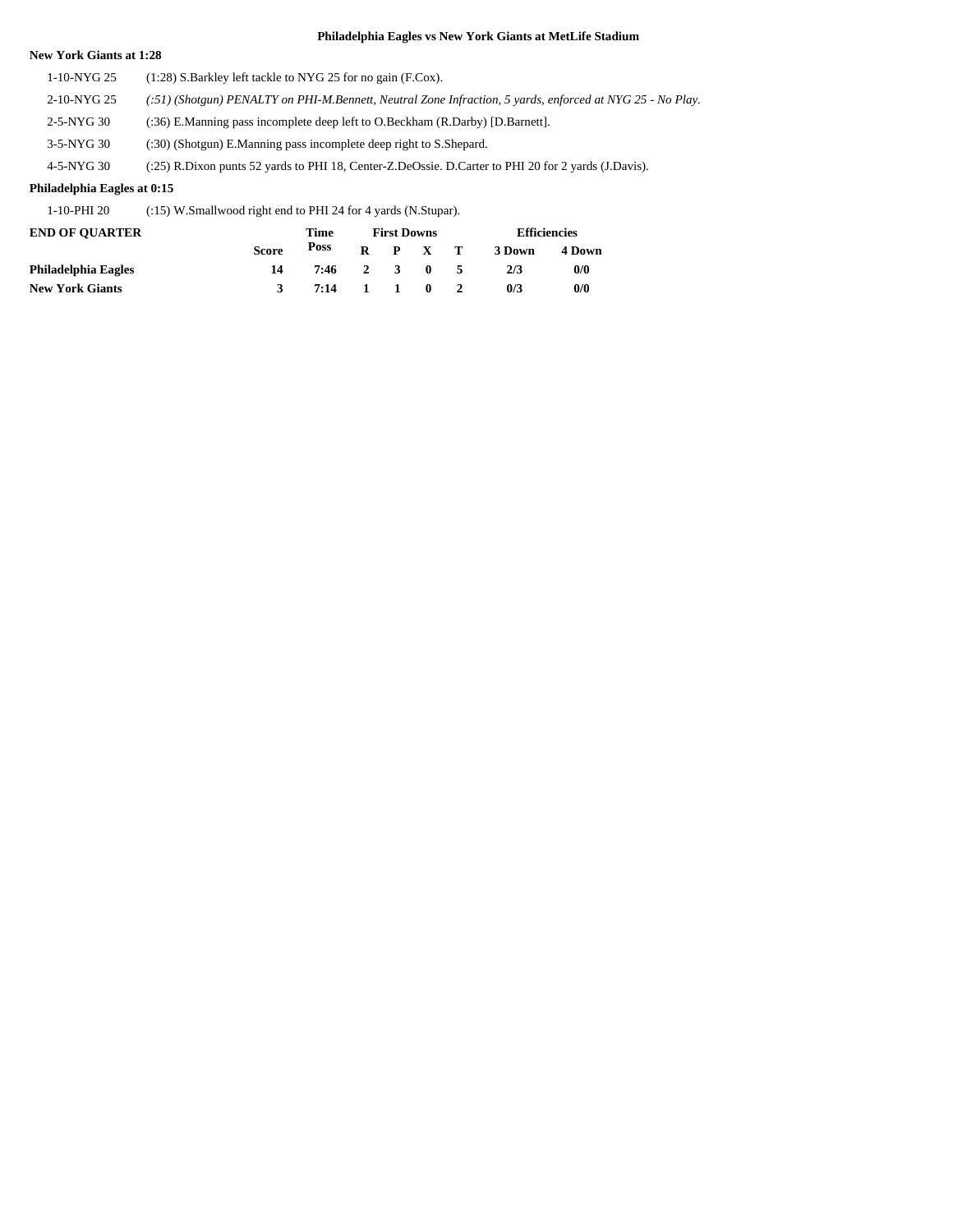**Philadelphia Eagles vs New York Giants at MetLife Stadium**

**New York Giants at 1:28**

| | |
|---|---|
| 1-10-NYG 25 | (1:28) S.Barkley left tackle to NYG 25 for no gain (F.Cox). |
| 2-10-NYG 25 | *(:51) (Shotgun) PENALTY on PHI-M.Bennett, Neutral Zone Infraction, 5 yards, enforced at NYG 25 - No Play.* |
| 2-5-NYG 30 | (:36) E.Manning pass incomplete deep left to O.Beckham (R.Darby) [D.Barnett]. |
| 3-5-NYG 30 | (:30) (Shotgun) E.Manning pass incomplete deep right to S.Shepard. |
| 4-5-NYG 30 | (:25) R.Dixon punts 52 yards to PHI 18, Center-Z.DeOssie. D.Carter to PHI 20 for 2 yards (J.Davis). |

**Philadelphia Eagles at 0:15**

| | |
|---|---|
| 1-10-PHI 20 | (:15) W.Smallwood right end to PHI 24 for 4 yards (N.Stupar). |

| END OF QUARTER | Score | Time Poss | First Downs R | P | X | T | Efficiencies 3 Down | 4 Down |
|---|---|---|---|---|---|---|---|---|
| **Philadelphia Eagles** | 14 | 7:46 | 2 | 3 | 0 | 5 | 2/3 | 0/0 |
| **New York Giants** | 3 | 7:14 | 1 | 1 | 0 | 2 | 0/3 | 0/0 |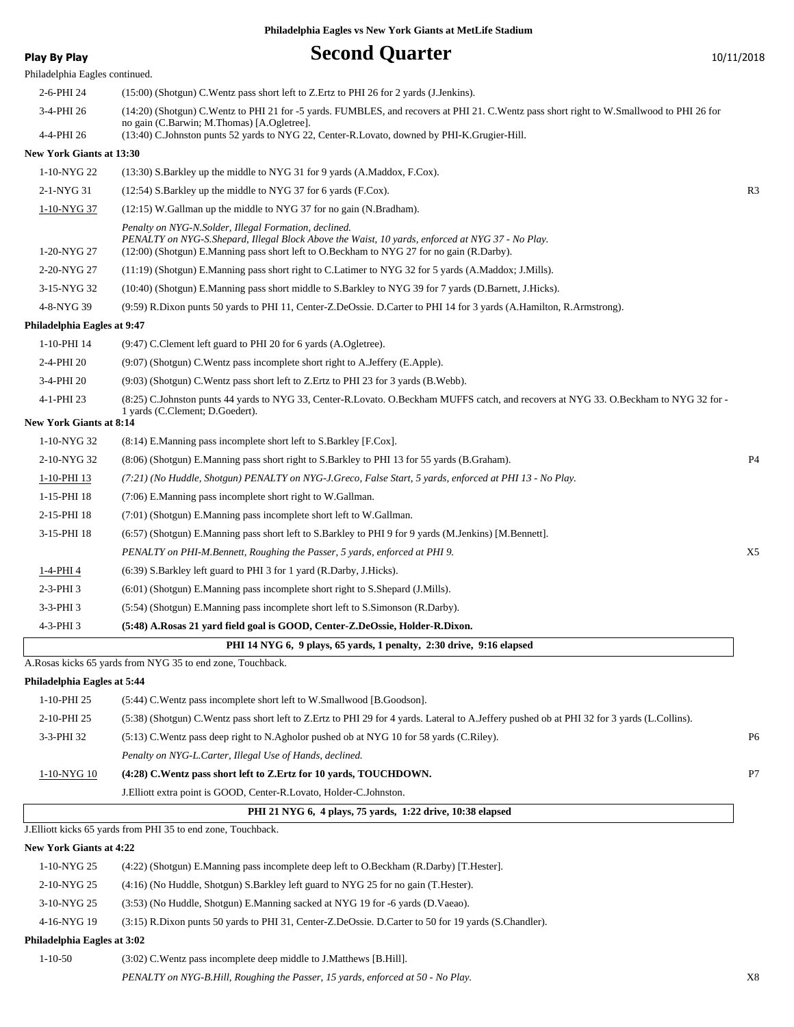**Philadelphia Eagles vs New York Giants at MetLife Stadium**

**Play By Play**

# Second Quarter

10/11/2018

Philadelphia Eagles continued.

| Down | Play | |
|---|---|---|
| 2-6-PHI 24 | (15:00) (Shotgun) C.Wentz pass short left to Z.Ertz to PHI 26 for 2 yards (J.Jenkins). | |
| 3-4-PHI 26 | (14:20) (Shotgun) C.Wentz to PHI 21 for -5 yards. FUMBLES, and recovers at PHI 21. C.Wentz pass short right to W.Smallwood to PHI 26 for no gain (C.Barwin; M.Thomas) [A.Ogletree]. | |
| 4-4-PHI 26 | (13:40) C.Johnston punts 52 yards to NYG 22, Center-R.Lovato, downed by PHI-K.Grugier-Hill. | |

**New York Giants at 13:30**

| Down | Play | |
|---|---|---|
| 1-10-NYG 22 | (13:30) S.Barkley up the middle to NYG 31 for 9 yards (A.Maddox, F.Cox). | |
| 2-1-NYG 31 | (12:54) S.Barkley up the middle to NYG 37 for 6 yards (F.Cox). | R3 |
| 1-10-NYG 37 | (12:15) W.Gallman up the middle to NYG 37 for no gain (N.Bradham). | |
| | *Penalty on NYG-N.Solder, Illegal Formation, declined.* | |
| | *PENALTY on NYG-S.Shepard, Illegal Block Above the Waist, 10 yards, enforced at NYG 37 - No Play.* | |
| 1-20-NYG 27 | (12:00) (Shotgun) E.Manning pass short left to O.Beckham to NYG 27 for no gain (R.Darby). | |
| 2-20-NYG 27 | (11:19) (Shotgun) E.Manning pass short right to C.Latimer to NYG 32 for 5 yards (A.Maddox; J.Mills). | |
| 3-15-NYG 32 | (10:40) (Shotgun) E.Manning pass short middle to S.Barkley to NYG 39 for 7 yards (D.Barnett, J.Hicks). | |
| 4-8-NYG 39 | (9:59) R.Dixon punts 50 yards to PHI 11, Center-Z.DeOssie. D.Carter to PHI 14 for 3 yards (A.Hamilton, R.Armstrong). | |

**Philadelphia Eagles at 9:47**

| Down | Play | |
|---|---|---|
| 1-10-PHI 14 | (9:47) C.Clement left guard to PHI 20 for 6 yards (A.Ogletree). | |
| 2-4-PHI 20 | (9:07) (Shotgun) C.Wentz pass incomplete short right to A.Jeffery (E.Apple). | |
| 3-4-PHI 20 | (9:03) (Shotgun) C.Wentz pass short left to Z.Ertz to PHI 23 for 3 yards (B.Webb). | |
| 4-1-PHI 23 | (8:25) C.Johnston punts 44 yards to NYG 33, Center-R.Lovato. O.Beckham MUFFS catch, and recovers at NYG 33. O.Beckham to NYG 32 for -1 yards (C.Clement; D.Goedert). | |

**New York Giants at 8:14**

| Down | Play | |
|---|---|---|
| 1-10-NYG 32 | (8:14) E.Manning pass incomplete short left to S.Barkley [F.Cox]. | |
| 2-10-NYG 32 | (8:06) (Shotgun) E.Manning pass short right to S.Barkley to PHI 13 for 55 yards (B.Graham). | P4 |
| 1-10-PHI 13 | *(7:21) (No Huddle, Shotgun) PENALTY on NYG-J.Greco, False Start, 5 yards, enforced at PHI 13 - No Play.* | |
| 1-15-PHI 18 | (7:06) E.Manning pass incomplete short right to W.Gallman. | |
| 2-15-PHI 18 | (7:01) (Shotgun) E.Manning pass incomplete short left to W.Gallman. | |
| 3-15-PHI 18 | (6:57) (Shotgun) E.Manning pass short left to S.Barkley to PHI 9 for 9 yards (M.Jenkins) [M.Bennett]. | |
| | *PENALTY on PHI-M.Bennett, Roughing the Passer, 5 yards, enforced at PHI 9.* | X5 |
| 1-4-PHI 4 | (6:39) S.Barkley left guard to PHI 3 for 1 yard (R.Darby, J.Hicks). | |
| 2-3-PHI 3 | (6:01) (Shotgun) E.Manning pass incomplete short right to S.Shepard (J.Mills). | |
| 3-3-PHI 3 | (5:54) (Shotgun) E.Manning pass incomplete short left to S.Simonson (R.Darby). | |
| 4-3-PHI 3 | **(5:48) A.Rosas 21 yard field goal is GOOD, Center-Z.DeOssie, Holder-R.Dixon.** | |

**PHI 14 NYG 6, 9 plays, 65 yards, 1 penalty, 2:30 drive, 9:16 elapsed**

A.Rosas kicks 65 yards from NYG 35 to end zone, Touchback.

**Philadelphia Eagles at 5:44**

| Down | Play | |
|---|---|---|
| 1-10-PHI 25 | (5:44) C.Wentz pass incomplete short left to W.Smallwood [B.Goodson]. | |
| 2-10-PHI 25 | (5:38) (Shotgun) C.Wentz pass short left to Z.Ertz to PHI 29 for 4 yards. Lateral to A.Jeffery pushed ob at PHI 32 for 3 yards (L.Collins). | |
| 3-3-PHI 32 | (5:13) C.Wentz pass deep right to N.Agholor pushed ob at NYG 10 for 58 yards (C.Riley). | P6 |
| | *Penalty on NYG-L.Carter, Illegal Use of Hands, declined.* | |
| 1-10-NYG 10 | **(4:28) C.Wentz pass short left to Z.Ertz for 10 yards, TOUCHDOWN.** | P7 |
| | J.Elliott extra point is GOOD, Center-R.Lovato, Holder-C.Johnston. | |

**PHI 21 NYG 6, 4 plays, 75 yards, 1:22 drive, 10:38 elapsed**

J.Elliott kicks 65 yards from PHI 35 to end zone, Touchback.

**New York Giants at 4:22**

| Down | Play | |
|---|---|---|
| 1-10-NYG 25 | (4:22) (Shotgun) E.Manning pass incomplete deep left to O.Beckham (R.Darby) [T.Hester]. | |
| 2-10-NYG 25 | (4:16) (No Huddle, Shotgun) S.Barkley left guard to NYG 25 for no gain (T.Hester). | |
| 3-10-NYG 25 | (3:53) (No Huddle, Shotgun) E.Manning sacked at NYG 19 for -6 yards (D.Vaeao). | |
| 4-16-NYG 19 | (3:15) R.Dixon punts 50 yards to PHI 31, Center-Z.DeOssie. D.Carter to 50 for 19 yards (S.Chandler). | |

**Philadelphia Eagles at 3:02**

| Down | Play | |
|---|---|---|
| 1-10-50 | (3:02) C.Wentz pass incomplete deep middle to J.Matthews [B.Hill]. | |
| | *PENALTY on NYG-B.Hill, Roughing the Passer, 15 yards, enforced at 50 - No Play.* | X8 |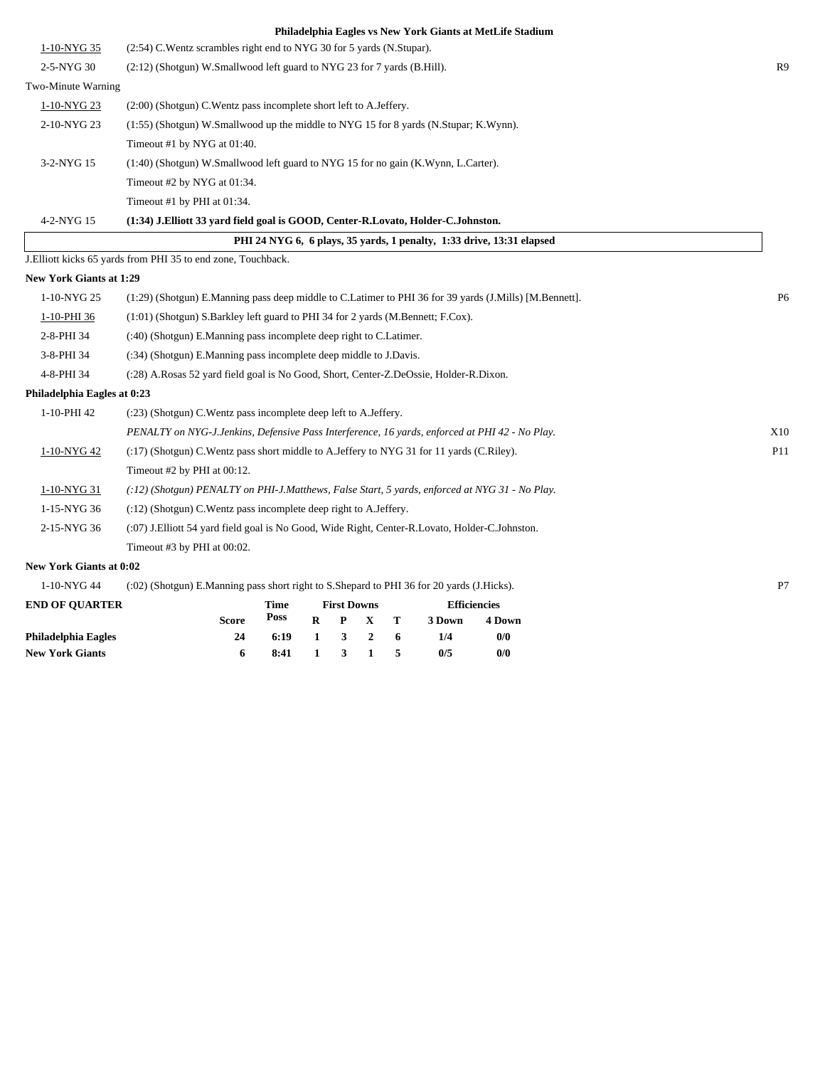**Philadelphia Eagles vs New York Giants at MetLife Stadium**

| | | |
|---|---|---|
| 1-10-NYG 35 | (2:54) C.Wentz scrambles right end to NYG 30 for 5 yards (N.Stupar). | |
| 2-5-NYG 30 | (2:12) (Shotgun) W.Smallwood left guard to NYG 23 for 7 yards (B.Hill). | R9 |
| Two-Minute Warning | | |
| 1-10-NYG 23 | (2:00) (Shotgun) C.Wentz pass incomplete short left to A.Jeffery. | |
| 2-10-NYG 23 | (1:55) (Shotgun) W.Smallwood up the middle to NYG 15 for 8 yards (N.Stupar; K.Wynn). | |
| | Timeout #1 by NYG at 01:40. | |
| 3-2-NYG 15 | (1:40) (Shotgun) W.Smallwood left guard to NYG 15 for no gain (K.Wynn, L.Carter). | |
| | Timeout #2 by NYG at 01:34. | |
| | Timeout #1 by PHI at 01:34. | |
| 4-2-NYG 15 | **(1:34) J.Elliott 33 yard field goal is GOOD, Center-R.Lovato, Holder-C.Johnston.** | |

**PHI 24 NYG 6, 6 plays, 35 yards, 1 penalty, 1:33 drive, 13:31 elapsed**

J.Elliott kicks 65 yards from PHI 35 to end zone, Touchback.

**New York Giants at 1:29**

| | | |
|---|---|---|
| 1-10-NYG 25 | (1:29) (Shotgun) E.Manning pass deep middle to C.Latimer to PHI 36 for 39 yards (J.Mills) [M.Bennett]. | P6 |
| 1-10-PHI 36 | (1:01) (Shotgun) S.Barkley left guard to PHI 34 for 2 yards (M.Bennett; F.Cox). | |
| 2-8-PHI 34 | (:40) (Shotgun) E.Manning pass incomplete deep right to C.Latimer. | |
| 3-8-PHI 34 | (:34) (Shotgun) E.Manning pass incomplete deep middle to J.Davis. | |
| 4-8-PHI 34 | (:28) A.Rosas 52 yard field goal is No Good, Short, Center-Z.DeOssie, Holder-R.Dixon. | |

**Philadelphia Eagles at 0:23**

| | | |
|---|---|---|
| 1-10-PHI 42 | (:23) (Shotgun) C.Wentz pass incomplete deep left to A.Jeffery. | |
| | *PENALTY on NYG-J.Jenkins, Defensive Pass Interference, 16 yards, enforced at PHI 42 - No Play.* | X10 |
| 1-10-NYG 42 | (:17) (Shotgun) C.Wentz pass short middle to A.Jeffery to NYG 31 for 11 yards (C.Riley). | P11 |
| | Timeout #2 by PHI at 00:12. | |
| 1-10-NYG 31 | *(:12) (Shotgun) PENALTY on PHI-J.Matthews, False Start, 5 yards, enforced at NYG 31 - No Play.* | |
| 1-15-NYG 36 | (:12) (Shotgun) C.Wentz pass incomplete deep right to A.Jeffery. | |
| 2-15-NYG 36 | (:07) J.Elliott 54 yard field goal is No Good, Wide Right, Center-R.Lovato, Holder-C.Johnston. | |
| | Timeout #3 by PHI at 00:02. | |

**New York Giants at 0:02**

| | | |
|---|---|---|
| 1-10-NYG 44 | (:02) (Shotgun) E.Manning pass short right to S.Shepard to PHI 36 for 20 yards (J.Hicks). | P7 |

| END OF QUARTER | Score | Time Poss | First Downs R | P | X | T | Efficiencies 3 Down | 4 Down |
|---|---|---|---|---|---|---|---|---|
| **Philadelphia Eagles** | 24 | 6:19 | 1 | 3 | 2 | 6 | 1/4 | 0/0 |
| **New York Giants** | 6 | 8:41 | 1 | 3 | 1 | 5 | 0/5 | 0/0 |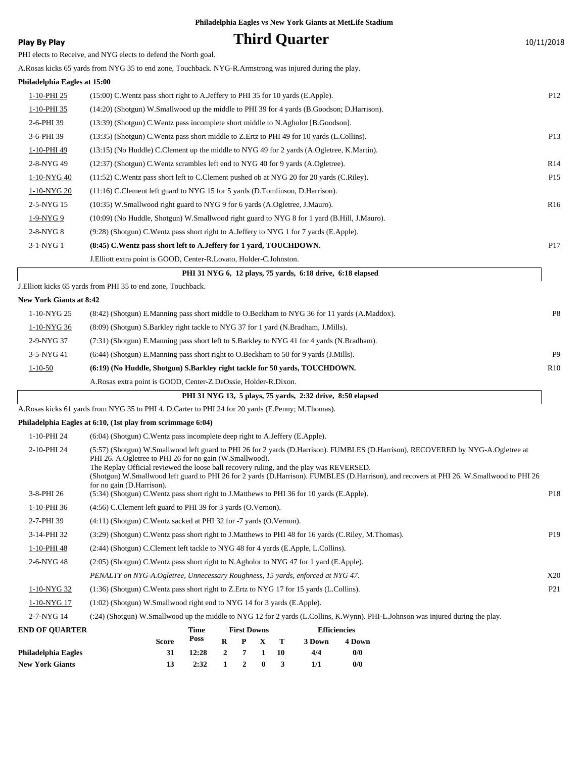**Philadelphia Eagles vs New York Giants at MetLife Stadium**

# Third Quarter

**Play By Play** 10/11/2018

PHI elects to Receive, and NYG elects to defend the North goal.

A.Rosas kicks 65 yards from NYG 35 to end zone, Touchback. NYG-R.Armstrong was injured during the play.

**Philadelphia Eagles at 15:00**

| Down | Play | |
|---|---|---|
| 1-10-PHI 25 | (15:00) C.Wentz pass short right to A.Jeffery to PHI 35 for 10 yards (E.Apple). | P12 |
| 1-10-PHI 35 | (14:20) (Shotgun) W.Smallwood up the middle to PHI 39 for 4 yards (B.Goodson; D.Harrison). | |
| 2-6-PHI 39 | (13:39) (Shotgun) C.Wentz pass incomplete short middle to N.Agholor [B.Goodson]. | |
| 3-6-PHI 39 | (13:35) (Shotgun) C.Wentz pass short middle to Z.Ertz to PHI 49 for 10 yards (L.Collins). | P13 |
| 1-10-PHI 49 | (13:15) (No Huddle) C.Clement up the middle to NYG 49 for 2 yards (A.Ogletree, K.Martin). | |
| 2-8-NYG 49 | (12:37) (Shotgun) C.Wentz scrambles left end to NYG 40 for 9 yards (A.Ogletree). | R14 |
| 1-10-NYG 40 | (11:52) C.Wentz pass short left to C.Clement pushed ob at NYG 20 for 20 yards (C.Riley). | P15 |
| 1-10-NYG 20 | (11:16) C.Clement left guard to NYG 15 for 5 yards (D.Tomlinson, D.Harrison). | |
| 2-5-NYG 15 | (10:35) W.Smallwood right guard to NYG 9 for 6 yards (A.Ogletree, J.Mauro). | R16 |
| 1-9-NYG 9 | (10:09) (No Huddle, Shotgun) W.Smallwood right guard to NYG 8 for 1 yard (B.Hill, J.Mauro). | |
| 2-8-NYG 8 | (9:28) (Shotgun) C.Wentz pass short right to A.Jeffery to NYG 1 for 7 yards (E.Apple). | |
| 3-1-NYG 1 | **(8:45) C.Wentz pass short left to A.Jeffery for 1 yard, TOUCHDOWN.** | P17 |
| | J.Elliott extra point is GOOD, Center-R.Lovato, Holder-C.Johnston. | |

**PHI 31 NYG 6, 12 plays, 75 yards, 6:18 drive, 6:18 elapsed**

J.Elliott kicks 65 yards from PHI 35 to end zone, Touchback.

**New York Giants at 8:42**

| Down | Play | |
|---|---|---|
| 1-10-NYG 25 | (8:42) (Shotgun) E.Manning pass short middle to O.Beckham to NYG 36 for 11 yards (A.Maddox). | P8 |
| 1-10-NYG 36 | (8:09) (Shotgun) S.Barkley right tackle to NYG 37 for 1 yard (N.Bradham, J.Mills). | |
| 2-9-NYG 37 | (7:31) (Shotgun) E.Manning pass short left to S.Barkley to NYG 41 for 4 yards (N.Bradham). | |
| 3-5-NYG 41 | (6:44) (Shotgun) E.Manning pass short right to O.Beckham to 50 for 9 yards (J.Mills). | P9 |
| 1-10-50 | **(6:19) (No Huddle, Shotgun) S.Barkley right tackle for 50 yards, TOUCHDOWN.** | R10 |
| | A.Rosas extra point is GOOD, Center-Z.DeOssie, Holder-R.Dixon. | |

**PHI 31 NYG 13, 5 plays, 75 yards, 2:32 drive, 8:50 elapsed**

A.Rosas kicks 61 yards from NYG 35 to PHI 4. D.Carter to PHI 24 for 20 yards (E.Penny; M.Thomas).

**Philadelphia Eagles at 6:10, (1st play from scrimmage 6:04)**

| Down | Play | |
|---|---|---|
| 1-10-PHI 24 | (6:04) (Shotgun) C.Wentz pass incomplete deep right to A.Jeffery (E.Apple). | |
| 2-10-PHI 24 | (5:57) (Shotgun) W.Smallwood left guard to PHI 26 for 2 yards (D.Harrison). FUMBLES (D.Harrison), RECOVERED by NYG-A.Ogletree at PHI 26. A.Ogletree to PHI 26 for no gain (W.Smallwood). The Replay Official reviewed the loose ball recovery ruling, and the play was REVERSED. (Shotgun) W.Smallwood left guard to PHI 26 for 2 yards (D.Harrison). FUMBLES (D.Harrison), and recovers at PHI 26. W.Smallwood to PHI 26 for no gain (D.Harrison). | |
| 3-8-PHI 26 | (5:34) (Shotgun) C.Wentz pass short right to J.Matthews to PHI 36 for 10 yards (E.Apple). | P18 |
| 1-10-PHI 36 | (4:56) C.Clement left guard to PHI 39 for 3 yards (O.Vernon). | |
| 2-7-PHI 39 | (4:11) (Shotgun) C.Wentz sacked at PHI 32 for -7 yards (O.Vernon). | |
| 3-14-PHI 32 | (3:29) (Shotgun) C.Wentz pass short right to J.Matthews to PHI 48 for 16 yards (C.Riley, M.Thomas). | P19 |
| 1-10-PHI 48 | (2:44) (Shotgun) C.Clement left tackle to NYG 48 for 4 yards (E.Apple, L.Collins). | |
| 2-6-NYG 48 | (2:05) (Shotgun) C.Wentz pass short right to N.Agholor to NYG 47 for 1 yard (E.Apple). | |
| | *PENALTY on NYG-A.Ogletree, Unnecessary Roughness, 15 yards, enforced at NYG 47.* | X20 |
| 1-10-NYG 32 | (1:36) (Shotgun) C.Wentz pass short right to Z.Ertz to NYG 17 for 15 yards (L.Collins). | P21 |
| 1-10-NYG 17 | (1:02) (Shotgun) W.Smallwood right end to NYG 14 for 3 yards (E.Apple). | |
| 2-7-NYG 14 | (:24) (Shotgun) W.Smallwood up the middle to NYG 12 for 2 yards (L.Collins, K.Wynn). PHI-L.Johnson was injured during the play. | |

| END OF QUARTER | Score | Time Poss | First Downs R | P | X | T | Efficiencies 3 Down | 4 Down |
|---|---|---|---|---|---|---|---|---|
| Philadelphia Eagles | 31 | 12:28 | 2 | 7 | 1 | 10 | 4/4 | 0/0 |
| New York Giants | 13 | 2:32 | 1 | 2 | 0 | 3 | 1/1 | 0/0 |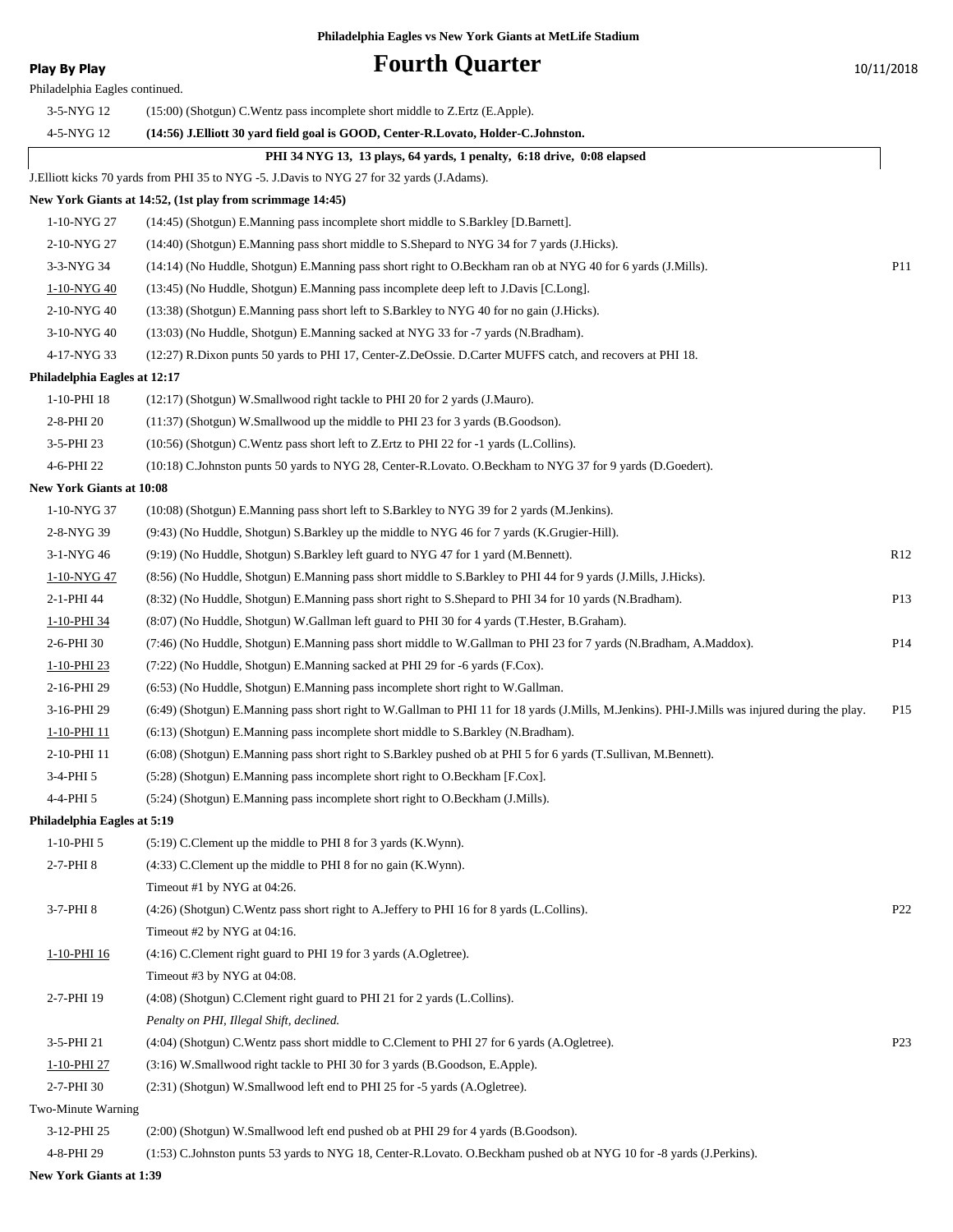**Philadelphia Eagles vs New York Giants at MetLife Stadium**

# Fourth Quarter

**Play By Play** 10/11/2018

Philadelphia Eagles continued.

| Down | Play | |
|---|---|---|
| 3-5-NYG 12 | (15:00) (Shotgun) C.Wentz pass incomplete short middle to Z.Ertz (E.Apple). | |
| 4-5-NYG 12 | **(14:56) J.Elliott 30 yard field goal is GOOD, Center-R.Lovato, Holder-C.Johnston.** | |
| | **PHI 34 NYG 13, 13 plays, 64 yards, 1 penalty, 6:18 drive, 0:08 elapsed** | |
| | J.Elliott kicks 70 yards from PHI 35 to NYG -5. J.Davis to NYG 27 for 32 yards (J.Adams). | |
| **New York Giants at 14:52, (1st play from scrimmage 14:45)** | | |
| 1-10-NYG 27 | (14:45) (Shotgun) E.Manning pass incomplete short middle to S.Barkley [D.Barnett]. | |
| 2-10-NYG 27 | (14:40) (Shotgun) E.Manning pass short middle to S.Shepard to NYG 34 for 7 yards (J.Hicks). | |
| 3-3-NYG 34 | (14:14) (No Huddle, Shotgun) E.Manning pass short right to O.Beckham ran ob at NYG 40 for 6 yards (J.Mills). | P11 |
| 1-10-NYG 40 | (13:45) (No Huddle, Shotgun) E.Manning pass incomplete deep left to J.Davis [C.Long]. | |
| 2-10-NYG 40 | (13:38) (Shotgun) E.Manning pass short left to S.Barkley to NYG 40 for no gain (J.Hicks). | |
| 3-10-NYG 40 | (13:03) (No Huddle, Shotgun) E.Manning sacked at NYG 33 for -7 yards (N.Bradham). | |
| 4-17-NYG 33 | (12:27) R.Dixon punts 50 yards to PHI 17, Center-Z.DeOssie. D.Carter MUFFS catch, and recovers at PHI 18. | |
| **Philadelphia Eagles at 12:17** | | |
| 1-10-PHI 18 | (12:17) (Shotgun) W.Smallwood right tackle to PHI 20 for 2 yards (J.Mauro). | |
| 2-8-PHI 20 | (11:37) (Shotgun) W.Smallwood up the middle to PHI 23 for 3 yards (B.Goodson). | |
| 3-5-PHI 23 | (10:56) (Shotgun) C.Wentz pass short left to Z.Ertz to PHI 22 for -1 yards (L.Collins). | |
| 4-6-PHI 22 | (10:18) C.Johnston punts 50 yards to NYG 28, Center-R.Lovato. O.Beckham to NYG 37 for 9 yards (D.Goedert). | |
| **New York Giants at 10:08** | | |
| 1-10-NYG 37 | (10:08) (Shotgun) E.Manning pass short left to S.Barkley to NYG 39 for 2 yards (M.Jenkins). | |
| 2-8-NYG 39 | (9:43) (No Huddle, Shotgun) S.Barkley up the middle to NYG 46 for 7 yards (K.Grugier-Hill). | |
| 3-1-NYG 46 | (9:19) (No Huddle, Shotgun) S.Barkley left guard to NYG 47 for 1 yard (M.Bennett). | R12 |
| 1-10-NYG 47 | (8:56) (No Huddle, Shotgun) E.Manning pass short middle to S.Barkley to PHI 44 for 9 yards (J.Mills, J.Hicks). | |
| 2-1-PHI 44 | (8:32) (No Huddle, Shotgun) E.Manning pass short right to S.Shepard to PHI 34 for 10 yards (N.Bradham). | P13 |
| 1-10-PHI 34 | (8:07) (No Huddle, Shotgun) W.Gallman left guard to PHI 30 for 4 yards (T.Hester, B.Graham). | |
| 2-6-PHI 30 | (7:46) (No Huddle, Shotgun) E.Manning pass short middle to W.Gallman to PHI 23 for 7 yards (N.Bradham, A.Maddox). | P14 |
| 1-10-PHI 23 | (7:22) (No Huddle, Shotgun) E.Manning sacked at PHI 29 for -6 yards (F.Cox). | |
| 2-16-PHI 29 | (6:53) (No Huddle, Shotgun) E.Manning pass incomplete short right to W.Gallman. | |
| 3-16-PHI 29 | (6:49) (Shotgun) E.Manning pass short right to W.Gallman to PHI 11 for 18 yards (J.Mills, M.Jenkins). PHI-J.Mills was injured during the play. | P15 |
| 1-10-PHI 11 | (6:13) (Shotgun) E.Manning pass incomplete short middle to S.Barkley (N.Bradham). | |
| 2-10-PHI 11 | (6:08) (Shotgun) E.Manning pass short right to S.Barkley pushed ob at PHI 5 for 6 yards (T.Sullivan, M.Bennett). | |
| 3-4-PHI 5 | (5:28) (Shotgun) E.Manning pass incomplete short right to O.Beckham [F.Cox]. | |
| 4-4-PHI 5 | (5:24) (Shotgun) E.Manning pass incomplete short right to O.Beckham (J.Mills). | |
| **Philadelphia Eagles at 5:19** | | |
| 1-10-PHI 5 | (5:19) C.Clement up the middle to PHI 8 for 3 yards (K.Wynn). | |
| 2-7-PHI 8 | (4:33) C.Clement up the middle to PHI 8 for no gain (K.Wynn). | |
| | Timeout #1 by NYG at 04:26. | |
| 3-7-PHI 8 | (4:26) (Shotgun) C.Wentz pass short right to A.Jeffery to PHI 16 for 8 yards (L.Collins). | P22 |
| | Timeout #2 by NYG at 04:16. | |
| 1-10-PHI 16 | (4:16) C.Clement right guard to PHI 19 for 3 yards (A.Ogletree). | |
| | Timeout #3 by NYG at 04:08. | |
| 2-7-PHI 19 | (4:08) (Shotgun) C.Clement right guard to PHI 21 for 2 yards (L.Collins). | |
| | *Penalty on PHI, Illegal Shift, declined.* | |
| 3-5-PHI 21 | (4:04) (Shotgun) C.Wentz pass short middle to C.Clement to PHI 27 for 6 yards (A.Ogletree). | P23 |
| 1-10-PHI 27 | (3:16) W.Smallwood right tackle to PHI 30 for 3 yards (B.Goodson, E.Apple). | |
| 2-7-PHI 30 | (2:31) (Shotgun) W.Smallwood left end to PHI 25 for -5 yards (A.Ogletree). | |
| Two-Minute Warning | | |
| 3-12-PHI 25 | (2:00) (Shotgun) W.Smallwood left end pushed ob at PHI 29 for 4 yards (B.Goodson). | |
| 4-8-PHI 29 | (1:53) C.Johnston punts 53 yards to NYG 18, Center-R.Lovato. O.Beckham pushed ob at NYG 10 for -8 yards (J.Perkins). | |
| **New York Giants at 1:39** | | |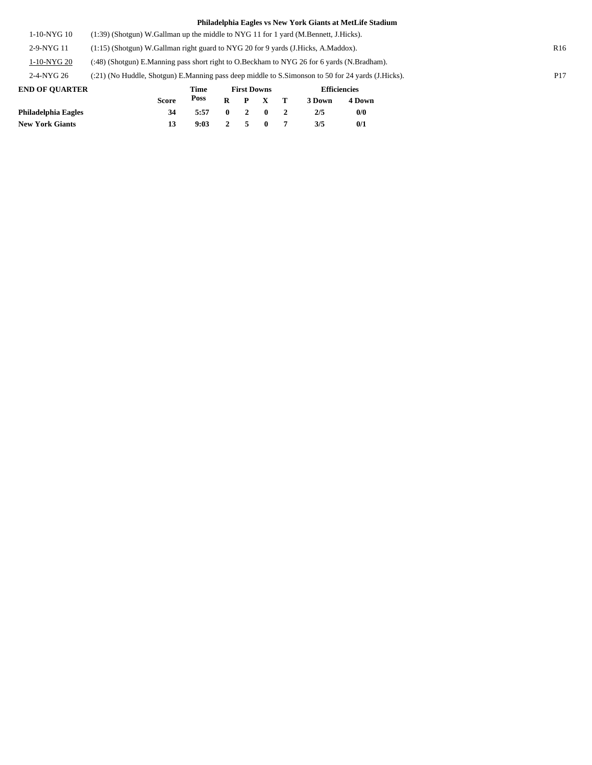**Philadelphia Eagles vs New York Giants at MetLife Stadium**

| | | |
|---|---|---|
| 1-10-NYG 10 | (1:39) (Shotgun) W.Gallman up the middle to NYG 11 for 1 yard (M.Bennett, J.Hicks). | |
| 2-9-NYG 11 | (1:15) (Shotgun) W.Gallman right guard to NYG 20 for 9 yards (J.Hicks, A.Maddox). | R16 |
| 1-10-NYG 20 | (:48) (Shotgun) E.Manning pass short right to O.Beckham to NYG 26 for 6 yards (N.Bradham). | |
| 2-4-NYG 26 | (:21) (No Huddle, Shotgun) E.Manning pass deep middle to S.Simonson to 50 for 24 yards (J.Hicks). | P17 |

**END OF QUARTER**

| | Score | Time Poss | First Downs R | P | X | T | Efficiencies 3 Down | 4 Down |
|---|---|---|---|---|---|---|---|---|
| **Philadelphia Eagles** | 34 | 5:57 | 0 | 2 | 0 | 2 | 2/5 | 0/0 |
| **New York Giants** | 13 | 9:03 | 2 | 5 | 0 | 7 | 3/5 | 0/1 |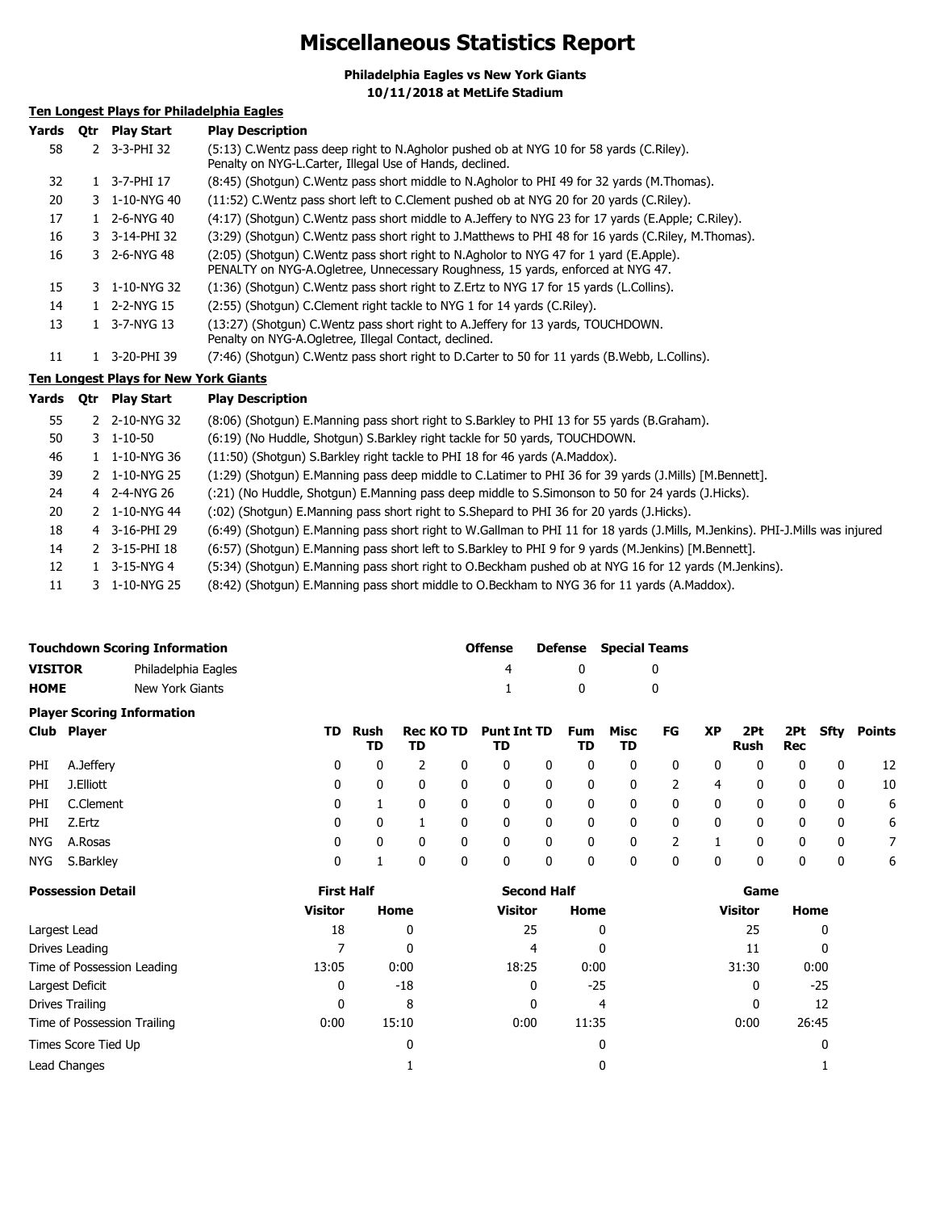# Miscellaneous Statistics Report

**Philadelphia Eagles vs New York Giants**
**10/11/2018 at MetLife Stadium**

## Ten Longest Plays for Philadelphia Eagles

| Yards | Qtr | Play Start | Play Description |
|---|---|---|---|
| 58 | 2 | 3-3-PHI 32 | (5:13) C.Wentz pass deep right to N.Agholor pushed ob at NYG 10 for 58 yards (C.Riley). Penalty on NYG-L.Carter, Illegal Use of Hands, declined. |
| 32 | 1 | 3-7-PHI 17 | (8:45) (Shotgun) C.Wentz pass short middle to N.Agholor to PHI 49 for 32 yards (M.Thomas). |
| 20 | 3 | 1-10-NYG 40 | (11:52) C.Wentz pass short left to C.Clement pushed ob at NYG 20 for 20 yards (C.Riley). |
| 17 | 1 | 2-6-NYG 40 | (4:17) (Shotgun) C.Wentz pass short middle to A.Jeffery to NYG 23 for 17 yards (E.Apple; C.Riley). |
| 16 | 3 | 3-14-PHI 32 | (3:29) (Shotgun) C.Wentz pass short right to J.Matthews to PHI 48 for 16 yards (C.Riley, M.Thomas). |
| 16 | 3 | 2-6-NYG 48 | (2:05) (Shotgun) C.Wentz pass short right to N.Agholor to NYG 47 for 1 yard (E.Apple). PENALTY on NYG-A.Ogletree, Unnecessary Roughness, 15 yards, enforced at NYG 47. |
| 15 | 3 | 1-10-NYG 32 | (1:36) (Shotgun) C.Wentz pass short right to Z.Ertz to NYG 17 for 15 yards (L.Collins). |
| 14 | 1 | 2-2-NYG 15 | (2:55) (Shotgun) C.Clement right tackle to NYG 1 for 14 yards (C.Riley). |
| 13 | 1 | 3-7-NYG 13 | (13:27) (Shotgun) C.Wentz pass short right to A.Jeffery for 13 yards, TOUCHDOWN. Penalty on NYG-A.Ogletree, Illegal Contact, declined. |
| 11 | 1 | 3-20-PHI 39 | (7:46) (Shotgun) C.Wentz pass short right to D.Carter to 50 for 11 yards (B.Webb, L.Collins). |

## Ten Longest Plays for New York Giants

| Yards | Qtr | Play Start | Play Description |
|---|---|---|---|
| 55 | 2 | 2-10-NYG 32 | (8:06) (Shotgun) E.Manning pass short right to S.Barkley to PHI 13 for 55 yards (B.Graham). |
| 50 | 3 | 1-10-50 | (6:19) (No Huddle, Shotgun) S.Barkley right tackle for 50 yards, TOUCHDOWN. |
| 46 | 1 | 1-10-NYG 36 | (11:50) (Shotgun) S.Barkley right tackle to PHI 18 for 46 yards (A.Maddox). |
| 39 | 2 | 1-10-NYG 25 | (1:29) (Shotgun) E.Manning pass deep middle to C.Latimer to PHI 36 for 39 yards (J.Mills) [M.Bennett]. |
| 24 | 4 | 2-4-NYG 26 | (:21) (No Huddle, Shotgun) E.Manning pass deep middle to S.Simonson to 50 for 24 yards (J.Hicks). |
| 20 | 2 | 1-10-NYG 44 | (:02) (Shotgun) E.Manning pass short right to S.Shepard to PHI 36 for 20 yards (J.Hicks). |
| 18 | 4 | 3-16-PHI 29 | (6:49) (Shotgun) E.Manning pass short right to W.Gallman to PHI 11 for 18 yards (J.Mills, M.Jenkins). PHI-J.Mills was injured |
| 14 | 2 | 3-15-PHI 18 | (6:57) (Shotgun) E.Manning pass short left to S.Barkley to PHI 9 for 9 yards (M.Jenkins) [M.Bennett]. |
| 12 | 1 | 3-15-NYG 4 | (5:34) (Shotgun) E.Manning pass short right to O.Beckham pushed ob at NYG 16 for 12 yards (M.Jenkins). |
| 11 | 3 | 1-10-NYG 25 | (8:42) (Shotgun) E.Manning pass short middle to O.Beckham to NYG 36 for 11 yards (A.Maddox). |

## Touchdown Scoring Information

| | | Offense | Defense | Special Teams |
|---|---|---|---|---|
| **VISITOR** | Philadelphia Eagles | 4 | 0 | 0 |
| **HOME** | New York Giants | 1 | 0 | 0 |

## Player Scoring Information

| Club | Player | TD | Rush TD | Rec TD | KO TD | Punt TD | Int TD | Fum TD | Misc TD | FG | XP | 2Pt Rush | 2Pt Rec | Sfty | Points |
|---|---|---|---|---|---|---|---|---|---|---|---|---|---|---|---|
| PHI | A.Jeffery | 0 | 0 | 2 | 0 | 0 | 0 | 0 | 0 | 0 | 0 | 0 | 0 | 0 | 12 |
| PHI | J.Elliott | 0 | 0 | 0 | 0 | 0 | 0 | 0 | 0 | 2 | 4 | 0 | 0 | 0 | 10 |
| PHI | C.Clement | 0 | 1 | 0 | 0 | 0 | 0 | 0 | 0 | 0 | 0 | 0 | 0 | 0 | 6 |
| PHI | Z.Ertz | 0 | 0 | 1 | 0 | 0 | 0 | 0 | 0 | 0 | 0 | 0 | 0 | 0 | 6 |
| NYG | A.Rosas | 0 | 0 | 0 | 0 | 0 | 0 | 0 | 0 | 2 | 1 | 0 | 0 | 0 | 7 |
| NYG | S.Barkley | 0 | 1 | 0 | 0 | 0 | 0 | 0 | 0 | 0 | 0 | 0 | 0 | 0 | 6 |

## Possession Detail

| | First Half | | Second Half | | Game | |
|---|---|---|---|---|---|---|
| | Visitor | Home | Visitor | Home | Visitor | Home |
| Largest Lead | 18 | 0 | 25 | 0 | 25 | 0 |
| Drives Leading | 7 | 0 | 4 | 0 | 11 | 0 |
| Time of Possession Leading | 13:05 | 0:00 | 18:25 | 0:00 | 31:30 | 0:00 |
| Largest Deficit | 0 | -18 | 0 | -25 | 0 | -25 |
| Drives Trailing | 0 | 8 | 0 | 4 | 0 | 12 |
| Time of Possession Trailing | 0:00 | 15:10 | 0:00 | 11:35 | 0:00 | 26:45 |
| Times Score Tied Up | | 0 | | 0 | | 0 |
| Lead Changes | | 1 | | 0 | | 1 |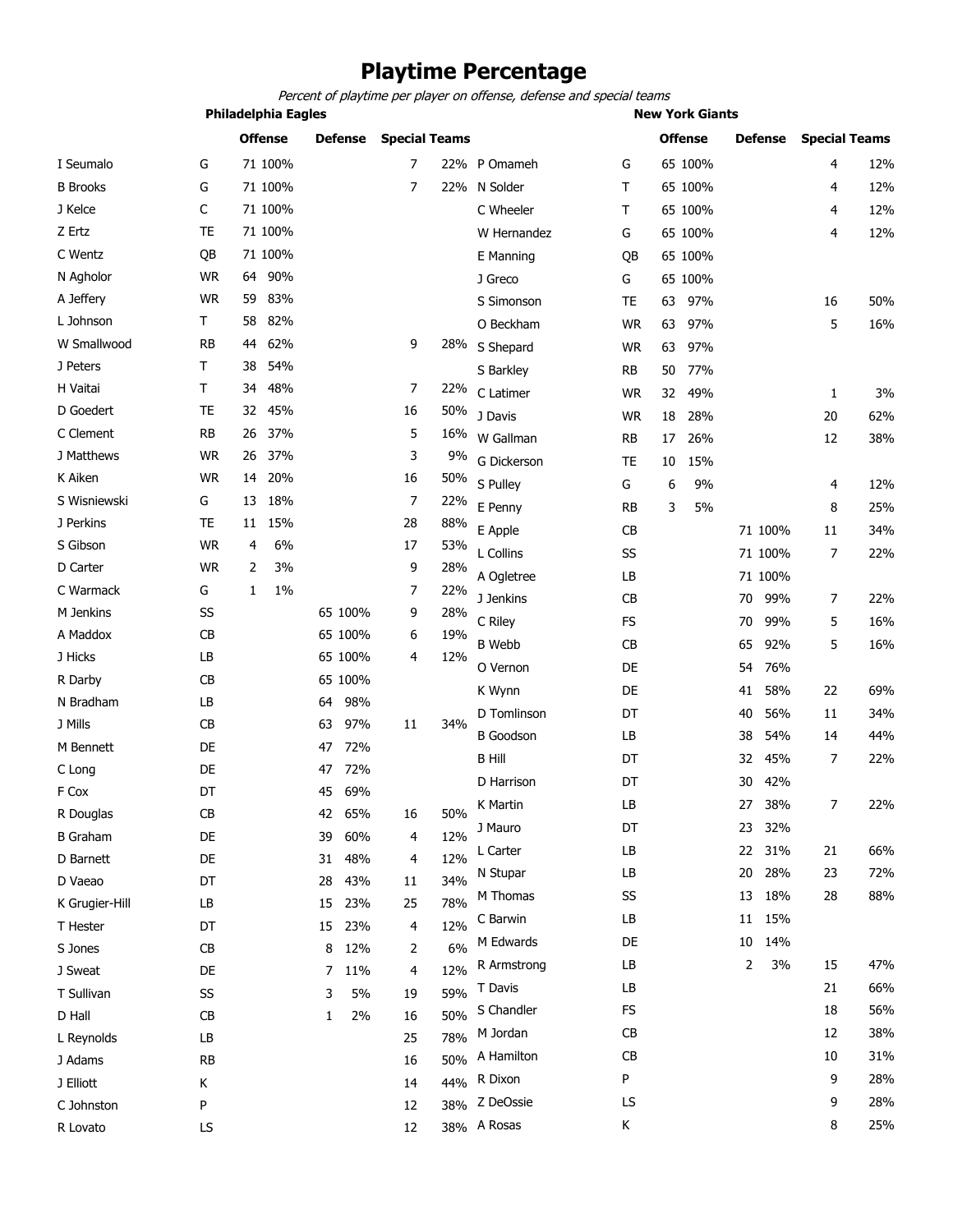# Playtime Percentage

*Percent of playtime per player on offense, defense and special teams*

**Philadelphia Eagles**

| Player | Pos | Offense | | Defense | | Special Teams | |
|---|---|---|---|---|---|---|---|
| I Seumalo | G | 71 | 100% | | | 7 | 22% |
| B Brooks | G | 71 | 100% | | | 7 | 22% |
| J Kelce | C | 71 | 100% | | | | |
| Z Ertz | TE | 71 | 100% | | | | |
| C Wentz | QB | 71 | 100% | | | | |
| N Agholor | WR | 64 | 90% | | | | |
| A Jeffery | WR | 59 | 83% | | | | |
| L Johnson | T | 58 | 82% | | | | |
| W Smallwood | RB | 44 | 62% | | | 9 | 28% |
| J Peters | T | 38 | 54% | | | | |
| H Vaitai | T | 34 | 48% | | | 7 | 22% |
| D Goedert | TE | 32 | 45% | | | 16 | 50% |
| C Clement | RB | 26 | 37% | | | 5 | 16% |
| J Matthews | WR | 26 | 37% | | | 3 | 9% |
| K Aiken | WR | 14 | 20% | | | 16 | 50% |
| S Wisniewski | G | 13 | 18% | | | 7 | 22% |
| J Perkins | TE | 11 | 15% | | | 28 | 88% |
| S Gibson | WR | 4 | 6% | | | 17 | 53% |
| D Carter | WR | 2 | 3% | | | 9 | 28% |
| C Warmack | G | 1 | 1% | | | 7 | 22% |
| M Jenkins | SS | | | 65 | 100% | 9 | 28% |
| A Maddox | CB | | | 65 | 100% | 6 | 19% |
| J Hicks | LB | | | 65 | 100% | 4 | 12% |
| R Darby | CB | | | 65 | 100% | | |
| N Bradham | LB | | | 64 | 98% | | |
| J Mills | CB | | | 63 | 97% | 11 | 34% |
| M Bennett | DE | | | 47 | 72% | | |
| C Long | DE | | | 47 | 72% | | |
| F Cox | DT | | | 45 | 69% | | |
| R Douglas | CB | | | 42 | 65% | 16 | 50% |
| B Graham | DE | | | 39 | 60% | 4 | 12% |
| D Barnett | DE | | | 31 | 48% | 4 | 12% |
| D Vaeao | DT | | | 28 | 43% | 11 | 34% |
| K Grugier-Hill | LB | | | 15 | 23% | 25 | 78% |
| T Hester | DT | | | 15 | 23% | 4 | 12% |
| S Jones | CB | | | 8 | 12% | 2 | 6% |
| J Sweat | DE | | | 7 | 11% | 4 | 12% |
| T Sullivan | SS | | | 3 | 5% | 19 | 59% |
| D Hall | CB | | | 1 | 2% | 16 | 50% |
| L Reynolds | LB | | | | | 25 | 78% |
| J Adams | RB | | | | | 16 | 50% |
| J Elliott | K | | | | | 14 | 44% |
| C Johnston | P | | | | | 12 | 38% |
| R Lovato | LS | | | | | 12 | 38% |

**New York Giants**

| Player | Pos | Offense | | Defense | | Special Teams | |
|---|---|---|---|---|---|---|---|
| P Omameh | G | 65 | 100% | | | 4 | 12% |
| N Solder | T | 65 | 100% | | | 4 | 12% |
| C Wheeler | T | 65 | 100% | | | 4 | 12% |
| W Hernandez | G | 65 | 100% | | | 4 | 12% |
| E Manning | QB | 65 | 100% | | | | |
| J Greco | G | 65 | 100% | | | | |
| S Simonson | TE | 63 | 97% | | | 16 | 50% |
| O Beckham | WR | 63 | 97% | | | 5 | 16% |
| S Shepard | WR | 63 | 97% | | | | |
| S Barkley | RB | 50 | 77% | | | | |
| C Latimer | WR | 32 | 49% | | | 1 | 3% |
| J Davis | WR | 18 | 28% | | | 20 | 62% |
| W Gallman | RB | 17 | 26% | | | 12 | 38% |
| G Dickerson | TE | 10 | 15% | | | | |
| S Pulley | G | 6 | 9% | | | 4 | 12% |
| E Penny | RB | 3 | 5% | | | 8 | 25% |
| E Apple | CB | | | 71 | 100% | 11 | 34% |
| L Collins | SS | | | 71 | 100% | 7 | 22% |
| A Ogletree | LB | | | 71 | 100% | | |
| J Jenkins | CB | | | 70 | 99% | 7 | 22% |
| C Riley | FS | | | 70 | 99% | 5 | 16% |
| B Webb | CB | | | 65 | 92% | 5 | 16% |
| O Vernon | DE | | | 54 | 76% | | |
| K Wynn | DE | | | 41 | 58% | 22 | 69% |
| D Tomlinson | DT | | | 40 | 56% | 11 | 34% |
| B Goodson | LB | | | 38 | 54% | 14 | 44% |
| B Hill | DT | | | 32 | 45% | 7 | 22% |
| D Harrison | DT | | | 30 | 42% | | |
| K Martin | LB | | | 27 | 38% | 7 | 22% |
| J Mauro | DT | | | 23 | 32% | | |
| L Carter | LB | | | 22 | 31% | 21 | 66% |
| N Stupar | LB | | | 20 | 28% | 23 | 72% |
| M Thomas | SS | | | 13 | 18% | 28 | 88% |
| C Barwin | LB | | | 11 | 15% | | |
| M Edwards | DE | | | 10 | 14% | | |
| R Armstrong | LB | | | 2 | 3% | 15 | 47% |
| T Davis | LB | | | | | 21 | 66% |
| S Chandler | FS | | | | | 18 | 56% |
| M Jordan | CB | | | | | 12 | 38% |
| A Hamilton | CB | | | | | 10 | 31% |
| R Dixon | P | | | | | 9 | 28% |
| Z DeOssie | LS | | | | | 9 | 28% |
| A Rosas | K | | | | | 8 | 25% |